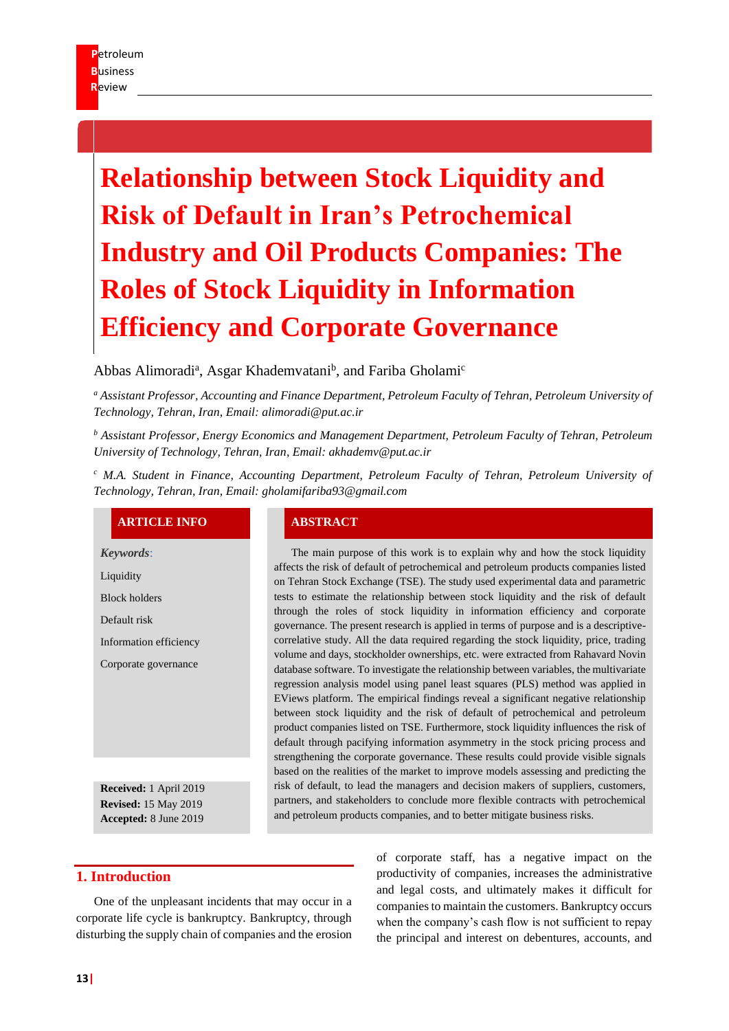# Relationship between Stock Liquidity and Risk of Default in Iran's Petrochemical Industry and Oil Products Companies: The Roles of Stock Liquidity in Information Efficiency and Corporate Governance

Abbas Alimoradi[a], Asgar Khademvatani[b], and Fariba Gholami[c]

[a] *Assistant Professor, Accounting and Finance Department, Petroleum Faculty of Tehran, Petroleum University of Technology, Tehran, Iran, Email: alimoradi@put.ac.ir*

[b] *Assistant Professor, Energy Economics and Management Department, Petroleum Faculty of Tehran, Petroleum University of Technology, Tehran, Iran, Email: akhademv@put.ac.ir*

[c] *M.A. Student in Finance, Accounting Department, Petroleum Faculty of Tehran, Petroleum University of Technology, Tehran, Iran, Email: gholamifariba93@gmail.com*

## ARTICLE INFO

***Keywords*:**

Liquidity

Block holders

Default risk

Information efficiency

Corporate governance

**Received:** 1 April 2019
**Revised:** 15 May 2019
**Accepted:** 8 June 2019

## ABSTRACT

The main purpose of this work is to explain why and how the stock liquidity affects the risk of default of petrochemical and petroleum products companies listed on Tehran Stock Exchange (TSE). The study used experimental data and parametric tests to estimate the relationship between stock liquidity and the risk of default through the roles of stock liquidity in information efficiency and corporate governance. The present research is applied in terms of purpose and is a descriptive-correlative study. All the data required regarding the stock liquidity, price, trading volume and days, stockholder ownerships, etc. were extracted from Rahavard Novin database software. To investigate the relationship between variables, the multivariate regression analysis model using panel least squares (PLS) method was applied in EViews platform. The empirical findings reveal a significant negative relationship between stock liquidity and the risk of default of petrochemical and petroleum product companies listed on TSE. Furthermore, stock liquidity influences the risk of default through pacifying information asymmetry in the stock pricing process and strengthening the corporate governance. These results could provide visible signals based on the realities of the market to improve models assessing and predicting the risk of default, to lead the managers and decision makers of suppliers, customers, partners, and stakeholders to conclude more flexible contracts with petrochemical and petroleum products companies, and to better mitigate business risks.

## 1. Introduction

One of the unpleasant incidents that may occur in a corporate life cycle is bankruptcy. Bankruptcy, through disturbing the supply chain of companies and the erosion of corporate staff, has a negative impact on the productivity of companies, increases the administrative and legal costs, and ultimately makes it difficult for companies to maintain the customers. Bankruptcy occurs when the company's cash flow is not sufficient to repay the principal and interest on debentures, accounts, and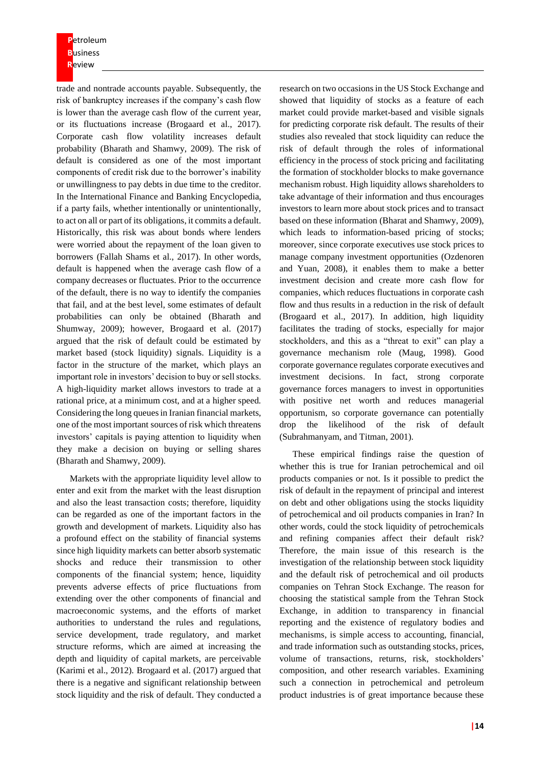trade and nontrade accounts payable. Subsequently, the risk of bankruptcy increases if the company's cash flow is lower than the average cash flow of the current year, or its fluctuations increase (Brogaard et al., 2017). Corporate cash flow volatility increases default probability (Bharath and Shamwy, 2009). The risk of default is considered as one of the most important components of credit risk due to the borrower's inability or unwillingness to pay debts in due time to the creditor. In the International Finance and Banking Encyclopedia, if a party fails, whether intentionally or unintentionally, to act on all or part of its obligations, it commits a default. Historically, this risk was about bonds where lenders were worried about the repayment of the loan given to borrowers (Fallah Shams et al., 2017). In other words, default is happened when the average cash flow of a company decreases or fluctuates. Prior to the occurrence of the default, there is no way to identify the companies that fail, and at the best level, some estimates of default probabilities can only be obtained (Bharath and Shumway, 2009); however, Brogaard et al. (2017) argued that the risk of default could be estimated by market based (stock liquidity) signals. Liquidity is a factor in the structure of the market, which plays an important role in investors' decision to buy or sell stocks. A high-liquidity market allows investors to trade at a rational price, at a minimum cost, and at a higher speed. Considering the long queues in Iranian financial markets, one of the most important sources of risk which threatens investors' capitals is paying attention to liquidity when they make a decision on buying or selling shares (Bharath and Shamwy, 2009).

Markets with the appropriate liquidity level allow to enter and exit from the market with the least disruption and also the least transaction costs; therefore, liquidity can be regarded as one of the important factors in the growth and development of markets. Liquidity also has a profound effect on the stability of financial systems since high liquidity markets can better absorb systematic shocks and reduce their transmission to other components of the financial system; hence, liquidity prevents adverse effects of price fluctuations from extending over the other components of financial and macroeconomic systems, and the efforts of market authorities to understand the rules and regulations, service development, trade regulatory, and market structure reforms, which are aimed at increasing the depth and liquidity of capital markets, are perceivable (Karimi et al., 2012). Brogaard et al. (2017) argued that there is a negative and significant relationship between stock liquidity and the risk of default. They conducted a research on two occasions in the US Stock Exchange and showed that liquidity of stocks as a feature of each market could provide market-based and visible signals for predicting corporate risk default. The results of their studies also revealed that stock liquidity can reduce the risk of default through the roles of informational efficiency in the process of stock pricing and facilitating the formation of stockholder blocks to make governance mechanism robust. High liquidity allows shareholders to take advantage of their information and thus encourages investors to learn more about stock prices and to transact based on these information (Bharat and Shamwy, 2009), which leads to information-based pricing of stocks; moreover, since corporate executives use stock prices to manage company investment opportunities (Ozdenoren and Yuan, 2008), it enables them to make a better investment decision and create more cash flow for companies, which reduces fluctuations in corporate cash flow and thus results in a reduction in the risk of default (Brogaard et al., 2017). In addition, high liquidity facilitates the trading of stocks, especially for major stockholders, and this as a "threat to exit" can play a governance mechanism role (Maug, 1998). Good corporate governance regulates corporate executives and investment decisions. In fact, strong corporate governance forces managers to invest in opportunities with positive net worth and reduces managerial opportunism, so corporate governance can potentially drop the likelihood of the risk of default (Subrahmanyam, and Titman, 2001).

These empirical findings raise the question of whether this is true for Iranian petrochemical and oil products companies or not. Is it possible to predict the risk of default in the repayment of principal and interest on debt and other obligations using the stocks liquidity of petrochemical and oil products companies in Iran? In other words, could the stock liquidity of petrochemicals and refining companies affect their default risk? Therefore, the main issue of this research is the investigation of the relationship between stock liquidity and the default risk of petrochemical and oil products companies on Tehran Stock Exchange. The reason for choosing the statistical sample from the Tehran Stock Exchange, in addition to transparency in financial reporting and the existence of regulatory bodies and mechanisms, is simple access to accounting, financial, and trade information such as outstanding stocks, prices, volume of transactions, returns, risk, stockholders' composition, and other research variables. Examining such a connection in petrochemical and petroleum product industries is of great importance because these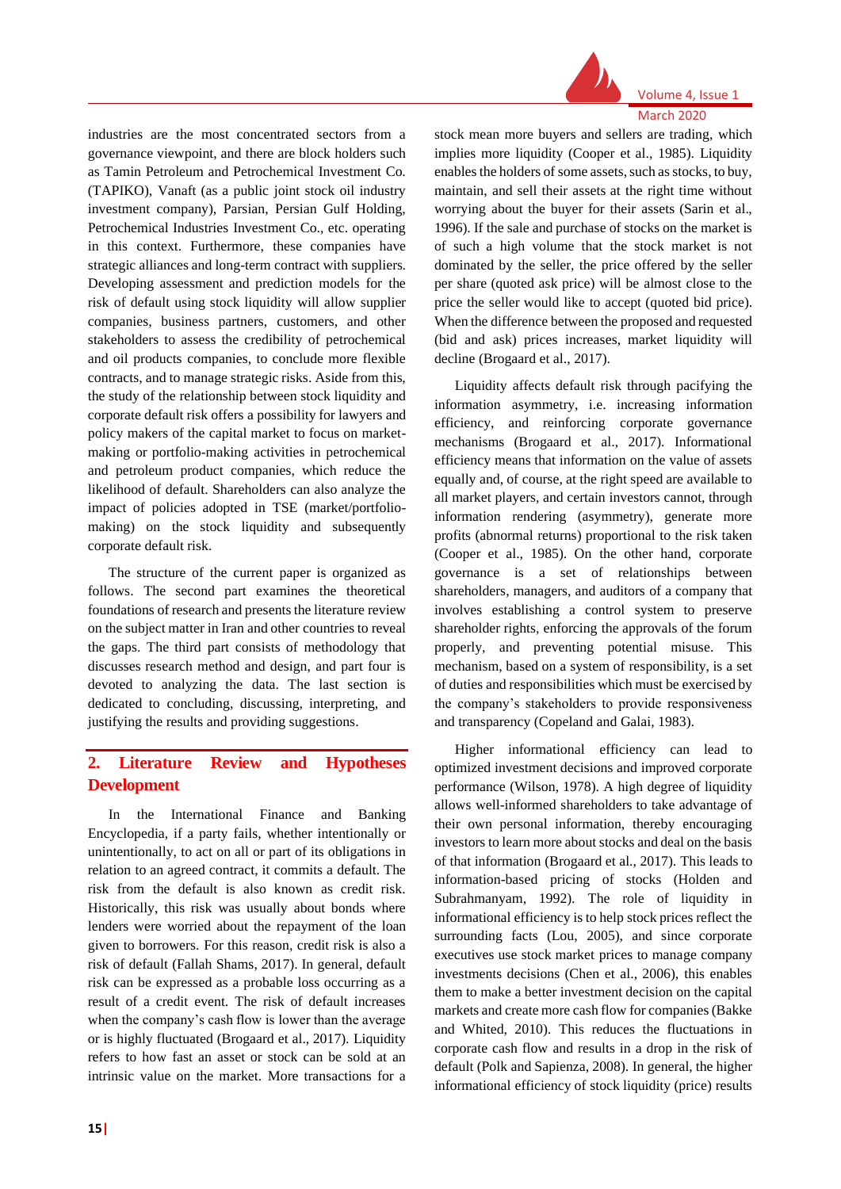industries are the most concentrated sectors from a governance viewpoint, and there are block holders such as Tamin Petroleum and Petrochemical Investment Co. (TAPIKO), Vanaft (as a public joint stock oil industry investment company), Parsian, Persian Gulf Holding, Petrochemical Industries Investment Co., etc. operating in this context. Furthermore, these companies have strategic alliances and long-term contract with suppliers. Developing assessment and prediction models for the risk of default using stock liquidity will allow supplier companies, business partners, customers, and other stakeholders to assess the credibility of petrochemical and oil products companies, to conclude more flexible contracts, and to manage strategic risks. Aside from this, the study of the relationship between stock liquidity and corporate default risk offers a possibility for lawyers and policy makers of the capital market to focus on market-making or portfolio-making activities in petrochemical and petroleum product companies, which reduce the likelihood of default. Shareholders can also analyze the impact of policies adopted in TSE (market/portfolio-making) on the stock liquidity and subsequently corporate default risk.

The structure of the current paper is organized as follows. The second part examines the theoretical foundations of research and presents the literature review on the subject matter in Iran and other countries to reveal the gaps. The third part consists of methodology that discusses research method and design, and part four is devoted to analyzing the data. The last section is dedicated to concluding, discussing, interpreting, and justifying the results and providing suggestions.

## 2. Literature Review and Hypotheses Development

In the International Finance and Banking Encyclopedia, if a party fails, whether intentionally or unintentionally, to act on all or part of its obligations in relation to an agreed contract, it commits a default. The risk from the default is also known as credit risk. Historically, this risk was usually about bonds where lenders were worried about the repayment of the loan given to borrowers. For this reason, credit risk is also a risk of default (Fallah Shams, 2017). In general, default risk can be expressed as a probable loss occurring as a result of a credit event. The risk of default increases when the company's cash flow is lower than the average or is highly fluctuated (Brogaard et al., 2017). Liquidity refers to how fast an asset or stock can be sold at an intrinsic value on the market. More transactions for a stock mean more buyers and sellers are trading, which implies more liquidity (Cooper et al., 1985). Liquidity enables the holders of some assets, such as stocks, to buy, maintain, and sell their assets at the right time without worrying about the buyer for their assets (Sarin et al., 1996). If the sale and purchase of stocks on the market is of such a high volume that the stock market is not dominated by the seller, the price offered by the seller per share (quoted ask price) will be almost close to the price the seller would like to accept (quoted bid price). When the difference between the proposed and requested (bid and ask) prices increases, market liquidity will decline (Brogaard et al., 2017).

Liquidity affects default risk through pacifying the information asymmetry, i.e. increasing information efficiency, and reinforcing corporate governance mechanisms (Brogaard et al., 2017). Informational efficiency means that information on the value of assets equally and, of course, at the right speed are available to all market players, and certain investors cannot, through information rendering (asymmetry), generate more profits (abnormal returns) proportional to the risk taken (Cooper et al., 1985). On the other hand, corporate governance is a set of relationships between shareholders, managers, and auditors of a company that involves establishing a control system to preserve shareholder rights, enforcing the approvals of the forum properly, and preventing potential misuse. This mechanism, based on a system of responsibility, is a set of duties and responsibilities which must be exercised by the company's stakeholders to provide responsiveness and transparency (Copeland and Galai, 1983).

Higher informational efficiency can lead to optimized investment decisions and improved corporate performance (Wilson, 1978). A high degree of liquidity allows well-informed shareholders to take advantage of their own personal information, thereby encouraging investors to learn more about stocks and deal on the basis of that information (Brogaard et al., 2017). This leads to information-based pricing of stocks (Holden and Subrahmanyam, 1992). The role of liquidity in informational efficiency is to help stock prices reflect the surrounding facts (Lou, 2005), and since corporate executives use stock market prices to manage company investments decisions (Chen et al., 2006), this enables them to make a better investment decision on the capital markets and create more cash flow for companies (Bakke and Whited, 2010). This reduces the fluctuations in corporate cash flow and results in a drop in the risk of default (Polk and Sapienza, 2008). In general, the higher informational efficiency of stock liquidity (price) results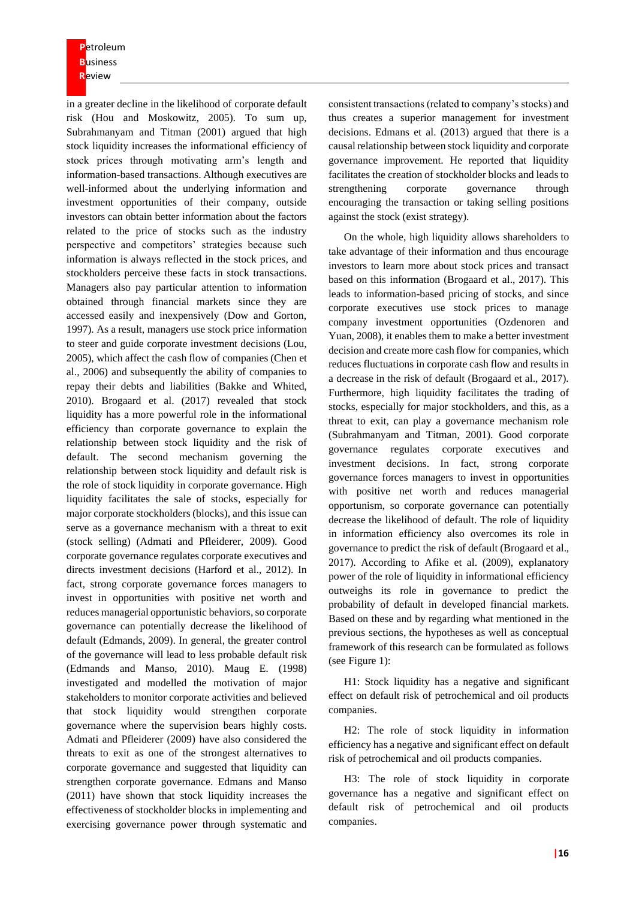in a greater decline in the likelihood of corporate default risk (Hou and Moskowitz, 2005). To sum up, Subrahmanyam and Titman (2001) argued that high stock liquidity increases the informational efficiency of stock prices through motivating arm's length and information-based transactions. Although executives are well-informed about the underlying information and investment opportunities of their company, outside investors can obtain better information about the factors related to the price of stocks such as the industry perspective and competitors' strategies because such information is always reflected in the stock prices, and stockholders perceive these facts in stock transactions. Managers also pay particular attention to information obtained through financial markets since they are accessed easily and inexpensively (Dow and Gorton, 1997). As a result, managers use stock price information to steer and guide corporate investment decisions (Lou, 2005), which affect the cash flow of companies (Chen et al., 2006) and subsequently the ability of companies to repay their debts and liabilities (Bakke and Whited, 2010). Brogaard et al. (2017) revealed that stock liquidity has a more powerful role in the informational efficiency than corporate governance to explain the relationship between stock liquidity and the risk of default. The second mechanism governing the relationship between stock liquidity and default risk is the role of stock liquidity in corporate governance. High liquidity facilitates the sale of stocks, especially for major corporate stockholders (blocks), and this issue can serve as a governance mechanism with a threat to exit (stock selling) (Admati and Pfleiderer, 2009). Good corporate governance regulates corporate executives and directs investment decisions (Harford et al., 2012). In fact, strong corporate governance forces managers to invest in opportunities with positive net worth and reduces managerial opportunistic behaviors, so corporate governance can potentially decrease the likelihood of default (Edmands, 2009). In general, the greater control of the governance will lead to less probable default risk (Edmands and Manso, 2010). Maug E. (1998) investigated and modelled the motivation of major stakeholders to monitor corporate activities and believed that stock liquidity would strengthen corporate governance where the supervision bears highly costs. Admati and Pfleiderer (2009) have also considered the threats to exit as one of the strongest alternatives to corporate governance and suggested that liquidity can strengthen corporate governance. Edmans and Manso (2011) have shown that stock liquidity increases the effectiveness of stockholder blocks in implementing and exercising governance power through systematic and consistent transactions (related to company's stocks) and thus creates a superior management for investment decisions. Edmans et al. (2013) argued that there is a causal relationship between stock liquidity and corporate governance improvement. He reported that liquidity facilitates the creation of stockholder blocks and leads to strengthening corporate governance through encouraging the transaction or taking selling positions against the stock (exist strategy).

On the whole, high liquidity allows shareholders to take advantage of their information and thus encourage investors to learn more about stock prices and transact based on this information (Brogaard et al., 2017). This leads to information-based pricing of stocks, and since corporate executives use stock prices to manage company investment opportunities (Ozdenoren and Yuan, 2008), it enables them to make a better investment decision and create more cash flow for companies, which reduces fluctuations in corporate cash flow and results in a decrease in the risk of default (Brogaard et al., 2017). Furthermore, high liquidity facilitates the trading of stocks, especially for major stockholders, and this, as a threat to exit, can play a governance mechanism role (Subrahmanyam and Titman, 2001). Good corporate governance regulates corporate executives and investment decisions. In fact, strong corporate governance forces managers to invest in opportunities with positive net worth and reduces managerial opportunism, so corporate governance can potentially decrease the likelihood of default. The role of liquidity in information efficiency also overcomes its role in governance to predict the risk of default (Brogaard et al., 2017). According to Afike et al. (2009), explanatory power of the role of liquidity in informational efficiency outweighs its role in governance to predict the probability of default in developed financial markets. Based on these and by regarding what mentioned in the previous sections, the hypotheses as well as conceptual framework of this research can be formulated as follows (see Figure 1):

H1: Stock liquidity has a negative and significant effect on default risk of petrochemical and oil products companies.

H2: The role of stock liquidity in information efficiency has a negative and significant effect on default risk of petrochemical and oil products companies.

H3: The role of stock liquidity in corporate governance has a negative and significant effect on default risk of petrochemical and oil products companies.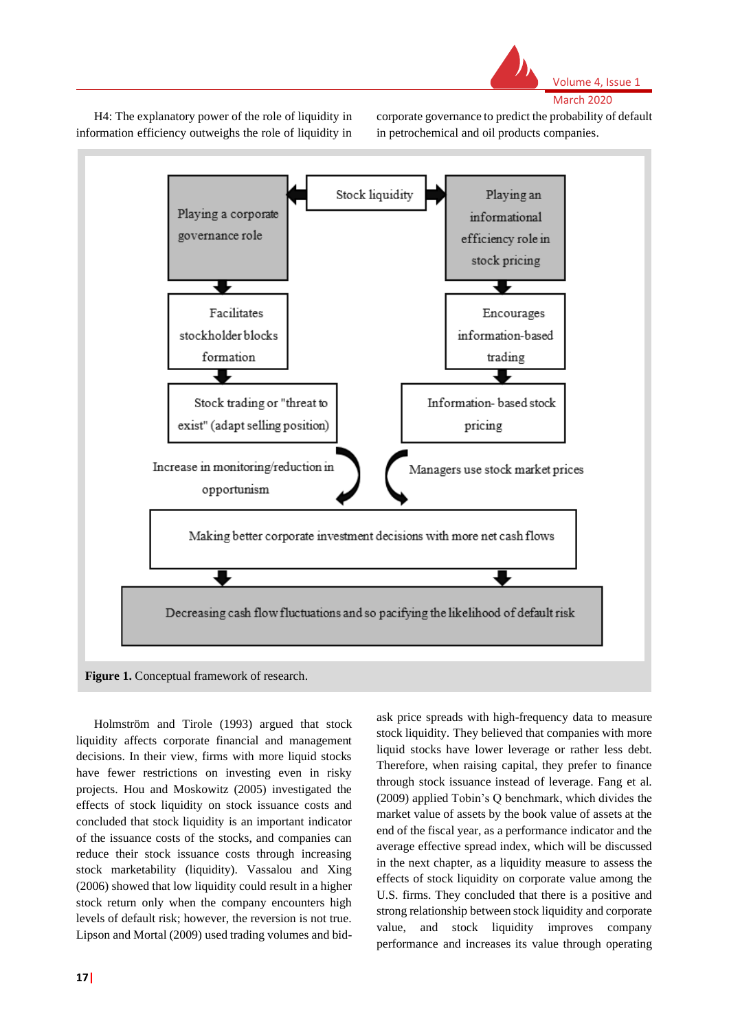H4: The explanatory power of the role of liquidity in information efficiency outweighs the role of liquidity in corporate governance to predict the probability of default in petrochemical and oil products companies.

Stock liquidity

Playing a corporate governance role → Facilitates stockholder blocks formation → Stock trading or "threat to exist" (adapt selling position) → Increase in monitoring/reduction in opportunism

Playing an informational efficiency role in stock pricing → Encourages information-based trading → Information- based stock pricing → Managers use stock market prices

Making better corporate investment decisions with more net cash flows

Decreasing cash flow fluctuations and so pacifying the likelihood of default risk

**Figure 1.** Conceptual framework of research.

Holmström and Tirole (1993) argued that stock liquidity affects corporate financial and management decisions. In their view, firms with more liquid stocks have fewer restrictions on investing even in risky projects. Hou and Moskowitz (2005) investigated the effects of stock liquidity on stock issuance costs and concluded that stock liquidity is an important indicator of the issuance costs of the stocks, and companies can reduce their stock issuance costs through increasing stock marketability (liquidity). Vassalou and Xing (2006) showed that low liquidity could result in a higher stock return only when the company encounters high levels of default risk; however, the reversion is not true. Lipson and Mortal (2009) used trading volumes and bid-ask price spreads with high-frequency data to measure stock liquidity. They believed that companies with more liquid stocks have lower leverage or rather less debt. Therefore, when raising capital, they prefer to finance through stock issuance instead of leverage. Fang et al. (2009) applied Tobin's Q benchmark, which divides the market value of assets by the book value of assets at the end of the fiscal year, as a performance indicator and the average effective spread index, which will be discussed in the next chapter, as a liquidity measure to assess the effects of stock liquidity on corporate value among the U.S. firms. They concluded that there is a positive and strong relationship between stock liquidity and corporate value, and stock liquidity improves company performance and increases its value through operating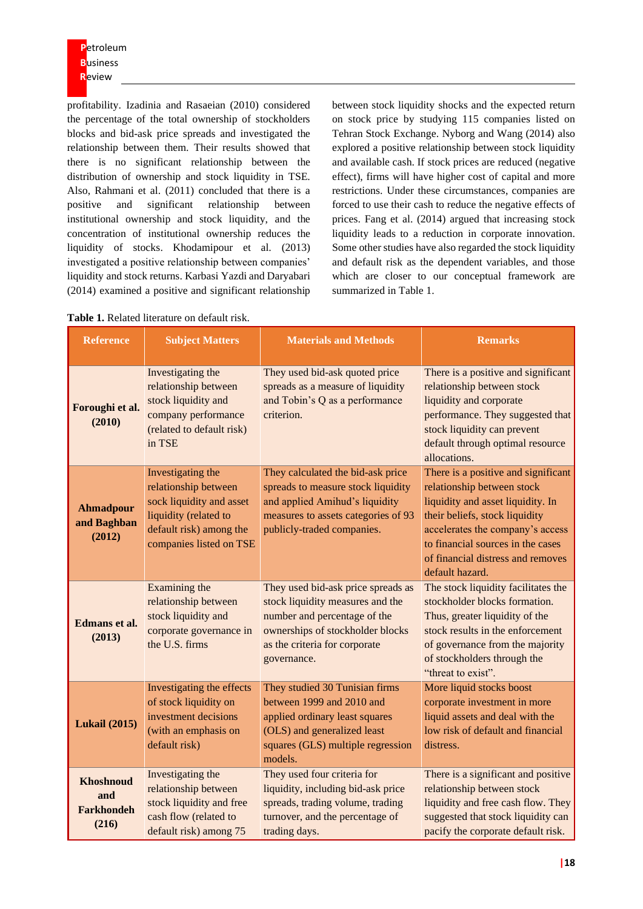profitability. Izadinia and Rasaeian (2010) considered the percentage of the total ownership of stockholders blocks and bid-ask price spreads and investigated the relationship between them. Their results showed that there is no significant relationship between the distribution of ownership and stock liquidity in TSE. Also, Rahmani et al. (2011) concluded that there is a positive and significant relationship between institutional ownership and stock liquidity, and the concentration of institutional ownership reduces the liquidity of stocks. Khodamipour et al. (2013) investigated a positive relationship between companies' liquidity and stock returns. Karbasi Yazdi and Daryabari (2014) examined a positive and significant relationship between stock liquidity shocks and the expected return on stock price by studying 115 companies listed on Tehran Stock Exchange. Nyborg and Wang (2014) also explored a positive relationship between stock liquidity and available cash. If stock prices are reduced (negative effect), firms will have higher cost of capital and more restrictions. Under these circumstances, companies are forced to use their cash to reduce the negative effects of prices. Fang et al. (2014) argued that increasing stock liquidity leads to a reduction in corporate innovation. Some other studies have also regarded the stock liquidity and default risk as the dependent variables, and those which are closer to our conceptual framework are summarized in Table 1.

**Table 1.** Related literature on default risk.

| Reference | Subject Matters | Materials and Methods | Remarks |
|---|---|---|---|
| **Foroughi et al. (2010)** | Investigating the relationship between stock liquidity and company performance (related to default risk) in TSE | They used bid-ask quoted price spreads as a measure of liquidity and Tobin's Q as a performance criterion. | There is a positive and significant relationship between stock liquidity and corporate performance. They suggested that stock liquidity can prevent default through optimal resource allocations. |
| **Ahmadpour and Baghban (2012)** | Investigating the relationship between sock liquidity and asset liquidity (related to default risk) among the companies listed on TSE | They calculated the bid-ask price spreads to measure stock liquidity and applied Amihud's liquidity measures to assets categories of 93 publicly-traded companies. | There is a positive and significant relationship between stock liquidity and asset liquidity. In their beliefs, stock liquidity accelerates the company's access to financial sources in the cases of financial distress and removes default hazard. |
| **Edmans et al. (2013)** | Examining the relationship between stock liquidity and corporate governance in the U.S. firms | They used bid-ask price spreads as stock liquidity measures and the number and percentage of the ownerships of stockholder blocks as the criteria for corporate governance. | The stock liquidity facilitates the stockholder blocks formation. Thus, greater liquidity of the stock results in the enforcement of governance from the majority of stockholders through the "threat to exist". |
| **Lukail (2015)** | Investigating the effects of stock liquidity on investment decisions (with an emphasis on default risk) | They studied 30 Tunisian firms between 1999 and 2010 and applied ordinary least squares (OLS) and generalized least squares (GLS) multiple regression models. | More liquid stocks boost corporate investment in more liquid assets and deal with the low risk of default and financial distress. |
| **Khoshnoud and Farkhondeh (216)** | Investigating the relationship between stock liquidity and free cash flow (related to default risk) among 75 | They used four criteria for liquidity, including bid-ask price spreads, trading volume, trading turnover, and the percentage of trading days. | There is a significant and positive relationship between stock liquidity and free cash flow. They suggested that stock liquidity can pacify the corporate default risk. |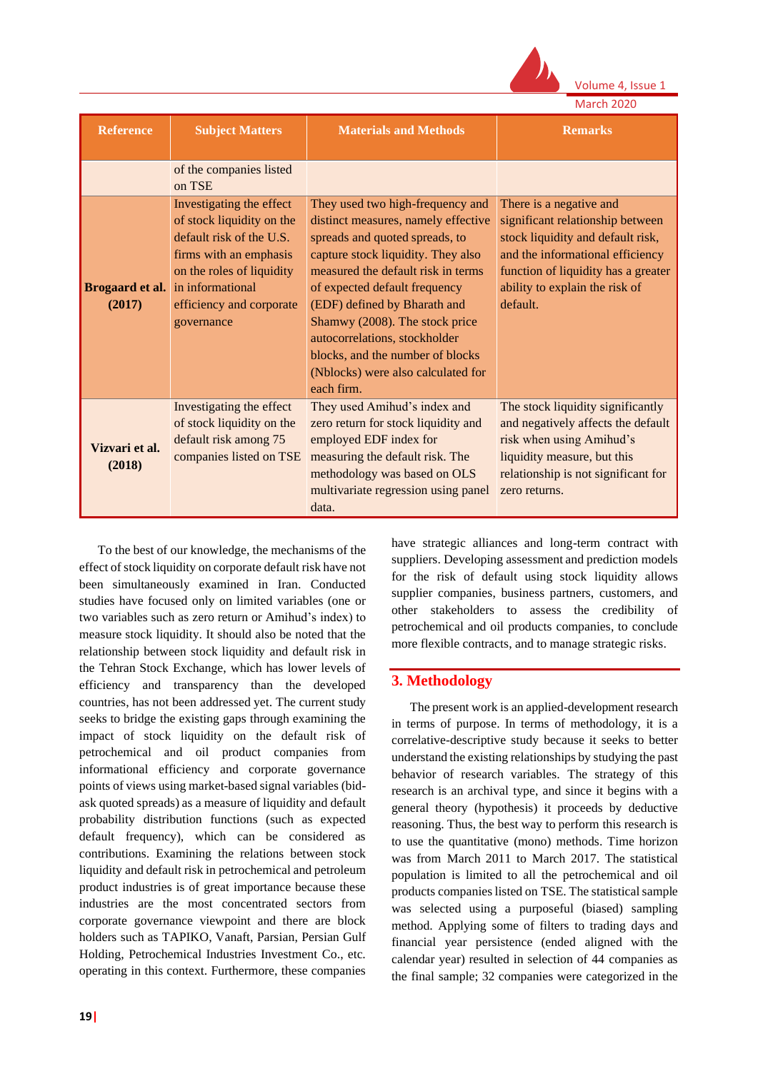| Reference | Subject Matters | Materials and Methods | Remarks |
|---|---|---|---|
| | of the companies listed on TSE | | |
| **Brogaard et al. (2017)** | Investigating the effect of stock liquidity on the default risk of the U.S. firms with an emphasis on the roles of liquidity in informational efficiency and corporate governance | They used two high-frequency and distinct measures, namely effective spreads and quoted spreads, to capture stock liquidity. They also measured the default risk in terms of expected default frequency (EDF) defined by Bharath and Shamwy (2008). The stock price autocorrelations, stockholder blocks, and the number of blocks (Nblocks) were also calculated for each firm. | There is a negative and significant relationship between stock liquidity and default risk, and the informational efficiency function of liquidity has a greater ability to explain the risk of default. |
| **Vizvari et al. (2018)** | Investigating the effect of stock liquidity on the default risk among 75 companies listed on TSE | They used Amihud's index and zero return for stock liquidity and employed EDF index for measuring the default risk. The methodology was based on OLS multivariate regression using panel data. | The stock liquidity significantly and negatively affects the default risk when using Amihud's liquidity measure, but this relationship is not significant for zero returns. |

To the best of our knowledge, the mechanisms of the effect of stock liquidity on corporate default risk have not been simultaneously examined in Iran. Conducted studies have focused only on limited variables (one or two variables such as zero return or Amihud's index) to measure stock liquidity. It should also be noted that the relationship between stock liquidity and default risk in the Tehran Stock Exchange, which has lower levels of efficiency and transparency than the developed countries, has not been addressed yet. The current study seeks to bridge the existing gaps through examining the impact of stock liquidity on the default risk of petrochemical and oil product companies from informational efficiency and corporate governance points of views using market-based signal variables (bid-ask quoted spreads) as a measure of liquidity and default probability distribution functions (such as expected default frequency), which can be considered as contributions. Examining the relations between stock liquidity and default risk in petrochemical and petroleum product industries is of great importance because these industries are the most concentrated sectors from corporate governance viewpoint and there are block holders such as TAPIKO, Vanaft, Parsian, Persian Gulf Holding, Petrochemical Industries Investment Co., etc. operating in this context. Furthermore, these companies have strategic alliances and long-term contract with suppliers. Developing assessment and prediction models for the risk of default using stock liquidity allows supplier companies, business partners, customers, and other stakeholders to assess the credibility of petrochemical and oil products companies, to conclude more flexible contracts, and to manage strategic risks.

## 3. Methodology

The present work is an applied-development research in terms of purpose. In terms of methodology, it is a correlative-descriptive study because it seeks to better understand the existing relationships by studying the past behavior of research variables. The strategy of this research is an archival type, and since it begins with a general theory (hypothesis) it proceeds by deductive reasoning. Thus, the best way to perform this research is to use the quantitative (mono) methods. Time horizon was from March 2011 to March 2017. The statistical population is limited to all the petrochemical and oil products companies listed on TSE. The statistical sample was selected using a purposeful (biased) sampling method. Applying some of filters to trading days and financial year persistence (ended aligned with the calendar year) resulted in selection of 44 companies as the final sample; 32 companies were categorized in the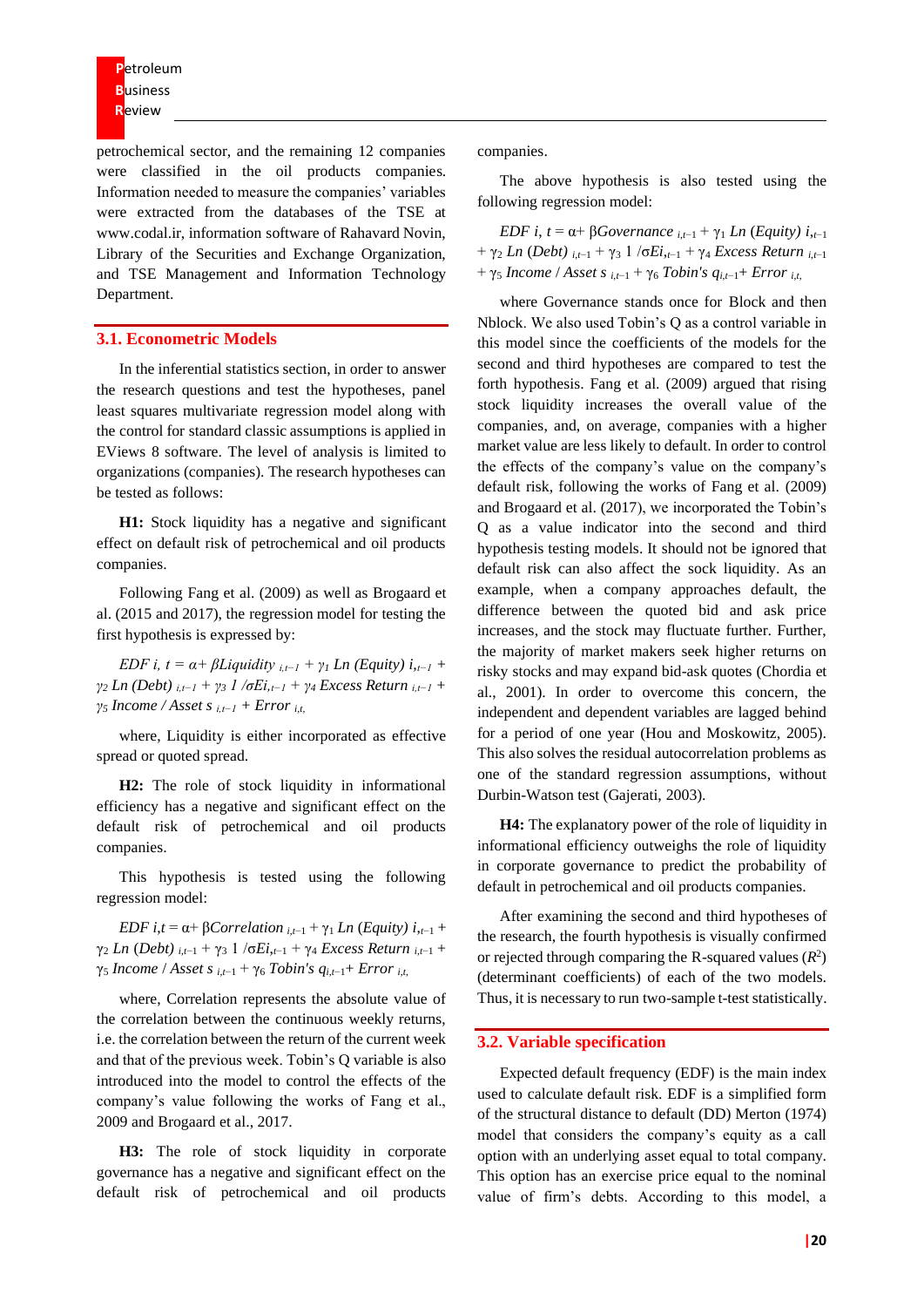petrochemical sector, and the remaining 12 companies were classified in the oil products companies. Information needed to measure the companies' variables were extracted from the databases of the TSE at www.codal.ir, information software of Rahavard Novin, Library of the Securities and Exchange Organization, and TSE Management and Information Technology Department.

## 3.1. Econometric Models

In the inferential statistics section, in order to answer the research questions and test the hypotheses, panel least squares multivariate regression model along with the control for standard classic assumptions is applied in EViews 8 software. The level of analysis is limited to organizations (companies). The research hypotheses can be tested as follows:

**H1:** Stock liquidity has a negative and significant effect on default risk of petrochemical and oil products companies.

Following Fang et al. (2009) as well as Brogaard et al. (2015 and 2017), the regression model for testing the first hypothesis is expressed by:

$$EDF\ i,t = \alpha + \beta Liquidity_{i,t-1} + \gamma_1 Ln\ (Equity)\ i,_{t-1} + \gamma_2 Ln\ (Debt)_{i,t-1} + \gamma_3\ 1/\sigma Ei,_{t-1} + \gamma_4\ Excess\ Return_{i,t-1} + \gamma_5\ Income/Asset\ s_{i,t-1} + Error_{i,t,}$$

where, Liquidity is either incorporated as effective spread or quoted spread.

**H2:** The role of stock liquidity in informational efficiency has a negative and significant effect on the default risk of petrochemical and oil products companies.

This hypothesis is tested using the following regression model:

$$EDF\ i,t = \alpha + \beta Correlation_{i,t-1} + \gamma_1 Ln\ (Equity)\ i,_{t-1} + \gamma_2 Ln\ (Debt)_{i,t-1} + \gamma_3\ 1/\sigma Ei,_{t-1} + \gamma_4\ Excess\ Return_{i,t-1} + \gamma_5\ Income/Asset\ s_{i,t-1} + \gamma_6\ Tobin's\ q_{i,t-1} + Error_{i,t,}$$

where, Correlation represents the absolute value of the correlation between the continuous weekly returns, i.e. the correlation between the return of the current week and that of the previous week. Tobin's Q variable is also introduced into the model to control the effects of the company's value following the works of Fang et al., 2009 and Brogaard et al., 2017.

**H3:** The role of stock liquidity in corporate governance has a negative and significant effect on the default risk of petrochemical and oil products companies.

The above hypothesis is also tested using the following regression model:

$$EDF\ i,t = \alpha + \beta Governance_{i,t-1} + \gamma_1 Ln\ (Equity)\ i,_{t-1} + \gamma_2 Ln\ (Debt)_{i,t-1} + \gamma_3\ 1/\sigma Ei,_{t-1} + \gamma_4\ Excess\ Return_{i,t-1} + \gamma_5\ Income/Asset\ s_{i,t-1} + \gamma_6\ Tobin's\ q_{i,t-1} + Error_{i,t,}$$

where Governance stands once for Block and then Nblock. We also used Tobin's Q as a control variable in this model since the coefficients of the models for the second and third hypotheses are compared to test the forth hypothesis. Fang et al. (2009) argued that rising stock liquidity increases the overall value of the companies, and, on average, companies with a higher market value are less likely to default. In order to control the effects of the company's value on the company's default risk, following the works of Fang et al. (2009) and Brogaard et al. (2017), we incorporated the Tobin's Q as a value indicator into the second and third hypothesis testing models. It should not be ignored that default risk can also affect the sock liquidity. As an example, when a company approaches default, the difference between the quoted bid and ask price increases, and the stock may fluctuate further. Further, the majority of market makers seek higher returns on risky stocks and may expand bid-ask quotes (Chordia et al., 2001). In order to overcome this concern, the independent and dependent variables are lagged behind for a period of one year (Hou and Moskowitz, 2005). This also solves the residual autocorrelation problems as one of the standard regression assumptions, without Durbin-Watson test (Gajerati, 2003).

**H4:** The explanatory power of the role of liquidity in informational efficiency outweighs the role of liquidity in corporate governance to predict the probability of default in petrochemical and oil products companies.

After examining the second and third hypotheses of the research, the fourth hypothesis is visually confirmed or rejected through comparing the R-squared values ($R^2$) (determinant coefficients) of each of the two models. Thus, it is necessary to run two-sample t-test statistically.

## 3.2. Variable specification

Expected default frequency (EDF) is the main index used to calculate default risk. EDF is a simplified form of the structural distance to default (DD) Merton (1974) model that considers the company's equity as a call option with an underlying asset equal to total company. This option has an exercise price equal to the nominal value of firm's debts. According to this model, a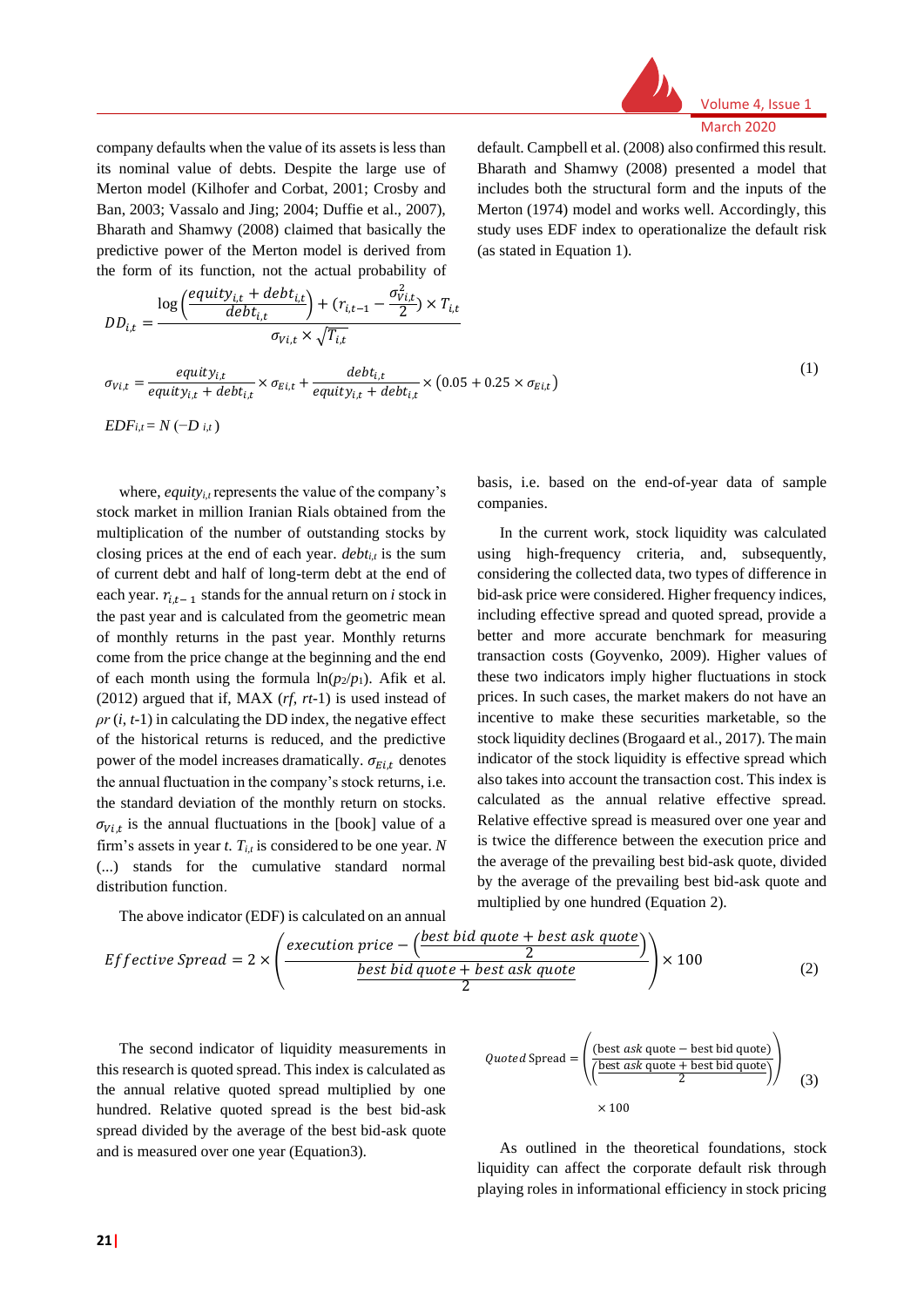company defaults when the value of its assets is less than its nominal value of debts. Despite the large use of Merton model (Kilhofer and Corbat, 2001; Crosby and Ban, 2003; Vassalo and Jing; 2004; Duffie et al., 2007), Bharath and Shamwy (2008) claimed that basically the predictive power of the Merton model is derived from the form of its function, not the actual probability of default. Campbell et al. (2008) also confirmed this result. Bharath and Shamwy (2008) presented a model that includes both the structural form and the inputs of the Merton (1974) model and works well. Accordingly, this study uses EDF index to operationalize the default risk (as stated in Equation 1).

$$DD_{i,t} = \frac{\log\left(\frac{equity_{i,t} + debt_{i,t}}{debt_{i,t}}\right) + \left(r_{i,t-1} - \frac{\sigma_{Vi,t}^{2}}{2}\right) \times T_{i,t}}{\sigma_{Vi,t} \times \sqrt{T_{i,t}}}$$

$$\sigma_{Vi,t} = \frac{equity_{i,t}}{equity_{i,t} + debt_{i,t}} \times \sigma_{Ei,t} + \frac{debt_{i,t}}{equity_{i,t} + debt_{i,t}} \times \left(0.05 + 0.25 \times \sigma_{Ei,t}\right) \quad (1)$$

$$EDF_{i,t} = N\left(-D_{i,t}\right)$$

where, $equity_{i,t}$ represents the value of the company's stock market in million Iranian Rials obtained from the multiplication of the number of outstanding stocks by closing prices at the end of each year. $debt_{i,t}$ is the sum of current debt and half of long-term debt at the end of each year. $r_{i,t-1}$ stands for the annual return on $i$ stock in the past year and is calculated from the geometric mean of monthly returns in the past year. Monthly returns come from the price change at the beginning and the end of each month using the formula $\ln(p_2/p_1)$. Afik et al. (2012) argued that if, MAX ($rf$, $rt$-1) is used instead of $\rho r$ ($i$, $t$-1) in calculating the DD index, the negative effect of the historical returns is reduced, and the predictive power of the model increases dramatically. $\sigma_{Ei,t}$ denotes the annual fluctuation in the company's stock returns, i.e. the standard deviation of the monthly return on stocks. $\sigma_{Vi,t}$ is the annual fluctuations in the [book] value of a firm's assets in year $t$. $T_{i,t}$ is considered to be one year. $N$ (...) stands for the cumulative standard normal distribution function.

The above indicator (EDF) is calculated on an annual basis, i.e. based on the end-of-year data of sample companies.

In the current work, stock liquidity was calculated using high-frequency criteria, and, subsequently, considering the collected data, two types of difference in bid-ask price were considered. Higher frequency indices, including effective spread and quoted spread, provide a better and more accurate benchmark for measuring transaction costs (Goyvenko, 2009). Higher values of these two indicators imply higher fluctuations in stock prices. In such cases, the market makers do not have an incentive to make these securities marketable, so the stock liquidity declines (Brogaard et al., 2017). The main indicator of the stock liquidity is effective spread which also takes into account the transaction cost. This index is calculated as the annual relative effective spread. Relative effective spread is measured over one year and is twice the difference between the execution price and the average of the prevailing best bid-ask quote, divided by the average of the prevailing best bid-ask quote and multiplied by one hundred (Equation 2).

$$Effective\ Spread = 2 \times \left(\frac{execution\ price - \left(\frac{best\ bid\ quote + best\ ask\ quote}{2}\right)}{\frac{best\ bid\ quote + best\ ask\ quote}{2}}\right) \times 100 \quad (2)$$

The second indicator of liquidity measurements in this research is quoted spread. This index is calculated as the annual relative quoted spread multiplied by one hundred. Relative quoted spread is the best bid-ask spread divided by the average of the best bid-ask quote and is measured over one year (Equation3).

$$Quoted\ \text{Spread} = \left(\frac{(\text{best } ask \text{ quote} - \text{best bid quote})}{\left(\frac{\text{best } ask \text{ quote} + \text{best bid quote}}{2}\right)}\right) \times 100 \quad (3)$$

As outlined in the theoretical foundations, stock liquidity can affect the corporate default risk through playing roles in informational efficiency in stock pricing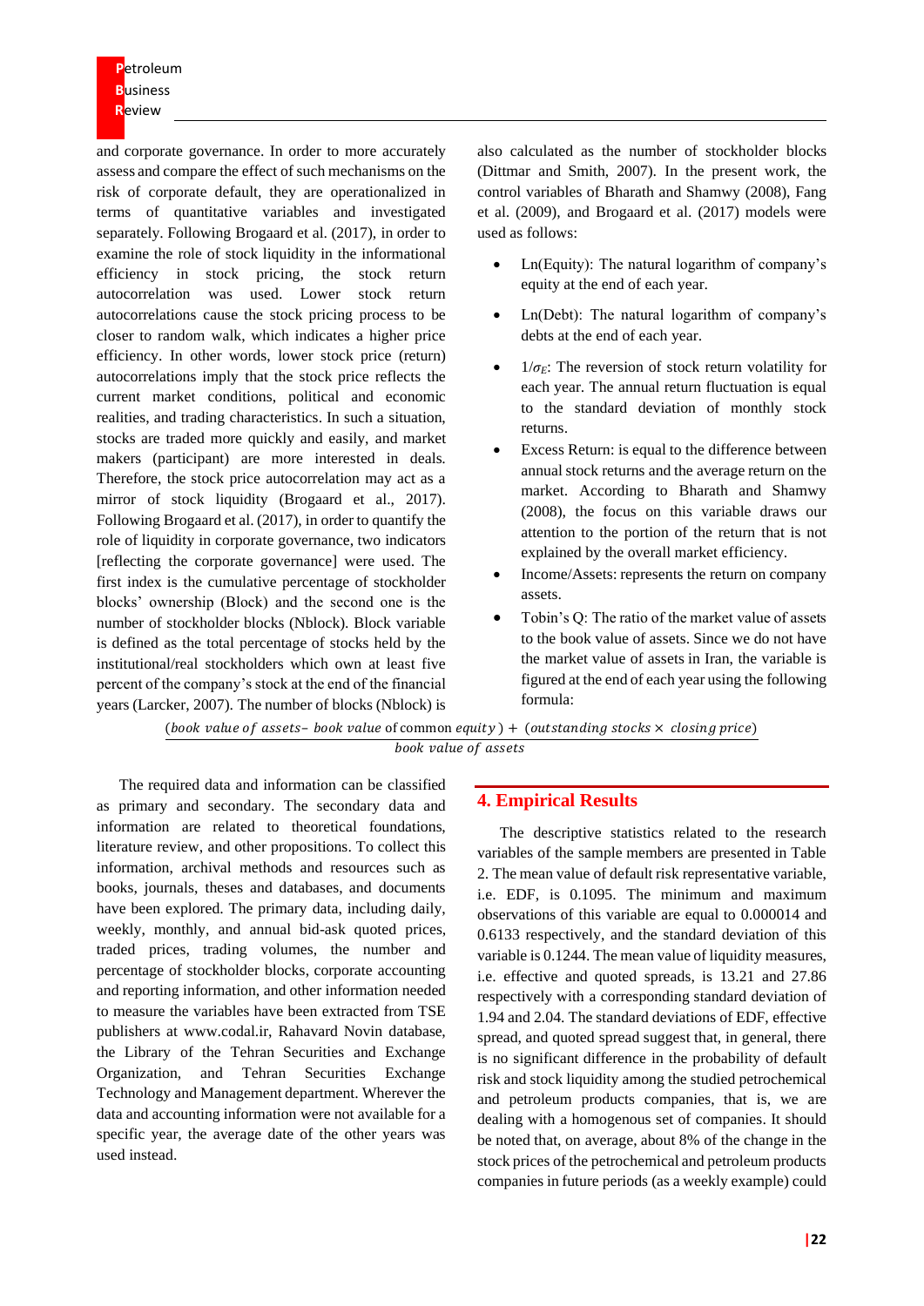and corporate governance. In order to more accurately assess and compare the effect of such mechanisms on the risk of corporate default, they are operationalized in terms of quantitative variables and investigated separately. Following Brogaard et al. (2017), in order to examine the role of stock liquidity in the informational efficiency in stock pricing, the stock return autocorrelation was used. Lower stock return autocorrelations cause the stock pricing process to be closer to random walk, which indicates a higher price efficiency. In other words, lower stock price (return) autocorrelations imply that the stock price reflects the current market conditions, political and economic realities, and trading characteristics. In such a situation, stocks are traded more quickly and easily, and market makers (participant) are more interested in deals. Therefore, the stock price autocorrelation may act as a mirror of stock liquidity (Brogaard et al., 2017). Following Brogaard et al. (2017), in order to quantify the role of liquidity in corporate governance, two indicators [reflecting the corporate governance] were used. The first index is the cumulative percentage of stockholder blocks' ownership (Block) and the second one is the number of stockholder blocks (Nblock). Block variable is defined as the total percentage of stocks held by the institutional/real stockholders which own at least five percent of the company's stock at the end of the financial years (Larcker, 2007). The number of blocks (Nblock) is also calculated as the number of stockholder blocks (Dittmar and Smith, 2007). In the present work, the control variables of Bharath and Shamwy (2008), Fang et al. (2009), and Brogaard et al. (2017) models were used as follows:

- Ln(Equity): The natural logarithm of company's equity at the end of each year.
- Ln(Debt): The natural logarithm of company's debts at the end of each year.
- $1/\sigma_E$: The reversion of stock return volatility for each year. The annual return fluctuation is equal to the standard deviation of monthly stock returns.
- Excess Return: is equal to the difference between annual stock returns and the average return on the market. According to Bharath and Shamwy (2008), the focus on this variable draws our attention to the portion of the return that is not explained by the overall market efficiency.
- Income/Assets: represents the return on company assets.
- Tobin's Q: The ratio of the market value of assets to the book value of assets. Since we do not have the market value of assets in Iran, the variable is figured at the end of each year using the following formula:

$$\frac{(book\ value\ of\ assets - book\ value\ \text{of common}\ equity) + (outstanding\ stocks \times closing\ price)}{book\ value\ of\ assets}$$

The required data and information can be classified as primary and secondary. The secondary data and information are related to theoretical foundations, literature review, and other propositions. To collect this information, archival methods and resources such as books, journals, theses and databases, and documents have been explored. The primary data, including daily, weekly, monthly, and annual bid-ask quoted prices, traded prices, trading volumes, the number and percentage of stockholder blocks, corporate accounting and reporting information, and other information needed to measure the variables have been extracted from TSE publishers at www.codal.ir, Rahavard Novin database, the Library of the Tehran Securities and Exchange Organization, and Tehran Securities Exchange Technology and Management department. Wherever the data and accounting information were not available for a specific year, the average date of the other years was used instead.

## 4. Empirical Results

The descriptive statistics related to the research variables of the sample members are presented in Table 2. The mean value of default risk representative variable, i.e. EDF, is 0.1095. The minimum and maximum observations of this variable are equal to 0.000014 and 0.6133 respectively, and the standard deviation of this variable is 0.1244. The mean value of liquidity measures, i.e. effective and quoted spreads, is 13.21 and 27.86 respectively with a corresponding standard deviation of 1.94 and 2.04. The standard deviations of EDF, effective spread, and quoted spread suggest that, in general, there is no significant difference in the probability of default risk and stock liquidity among the studied petrochemical and petroleum products companies, that is, we are dealing with a homogenous set of companies. It should be noted that, on average, about 8% of the change in the stock prices of the petrochemical and petroleum products companies in future periods (as a weekly example) could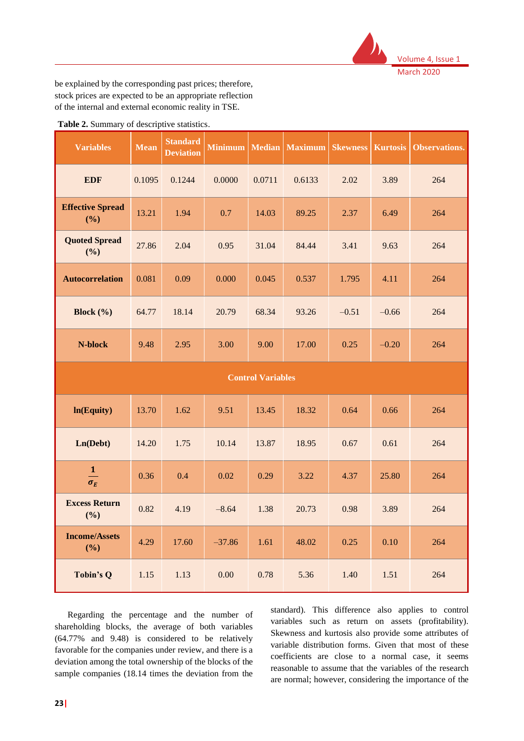be explained by the corresponding past prices; therefore, stock prices are expected to be an appropriate reflection of the internal and external economic reality in TSE.

**Table 2.** Summary of descriptive statistics.

| Variables | Mean | Standard Deviation | Minimum | Median | Maximum | Skewness | Kurtosis | Observations. |
|---|---|---|---|---|---|---|---|---|
| **EDF** | 0.1095 | 0.1244 | 0.0000 | 0.0711 | 0.6133 | 2.02 | 3.89 | 264 |
| **Effective Spread (%)** | 13.21 | 1.94 | 0.7 | 14.03 | 89.25 | 2.37 | 6.49 | 264 |
| **Quoted Spread (%)** | 27.86 | 2.04 | 0.95 | 31.04 | 84.44 | 3.41 | 9.63 | 264 |
| **Autocorrelation** | 0.081 | 0.09 | 0.000 | 0.045 | 0.537 | 1.795 | 4.11 | 264 |
| **Block (%)** | 64.77 | 18.14 | 20.79 | 68.34 | 93.26 | –0.51 | –0.66 | 264 |
| **N-block** | 9.48 | 2.95 | 3.00 | 9.00 | 17.00 | 0.25 | –0.20 | 264 |
| **Control Variables** | | | | | | | | |
| **ln(Equity)** | 13.70 | 1.62 | 9.51 | 13.45 | 18.32 | 0.64 | 0.66 | 264 |
| **Ln(Debt)** | 14.20 | 1.75 | 10.14 | 13.87 | 18.95 | 0.67 | 0.61 | 264 |
| $\frac{1}{\sigma_E}$ | 0.36 | 0.4 | 0.02 | 0.29 | 3.22 | 4.37 | 25.80 | 264 |
| **Excess Return (%)** | 0.82 | 4.19 | –8.64 | 1.38 | 20.73 | 0.98 | 3.89 | 264 |
| **Income/Assets (%)** | 4.29 | 17.60 | –37.86 | 1.61 | 48.02 | 0.25 | 0.10 | 264 |
| **Tobin's Q** | 1.15 | 1.13 | 0.00 | 0.78 | 5.36 | 1.40 | 1.51 | 264 |

Regarding the percentage and the number of shareholding blocks, the average of both variables (64.77% and 9.48) is considered to be relatively favorable for the companies under review, and there is a deviation among the total ownership of the blocks of the sample companies (18.14 times the deviation from the standard). This difference also applies to control variables such as return on assets (profitability). Skewness and kurtosis also provide some attributes of variable distribution forms. Given that most of these coefficients are close to a normal case, it seems reasonable to assume that the variables of the research are normal; however, considering the importance of the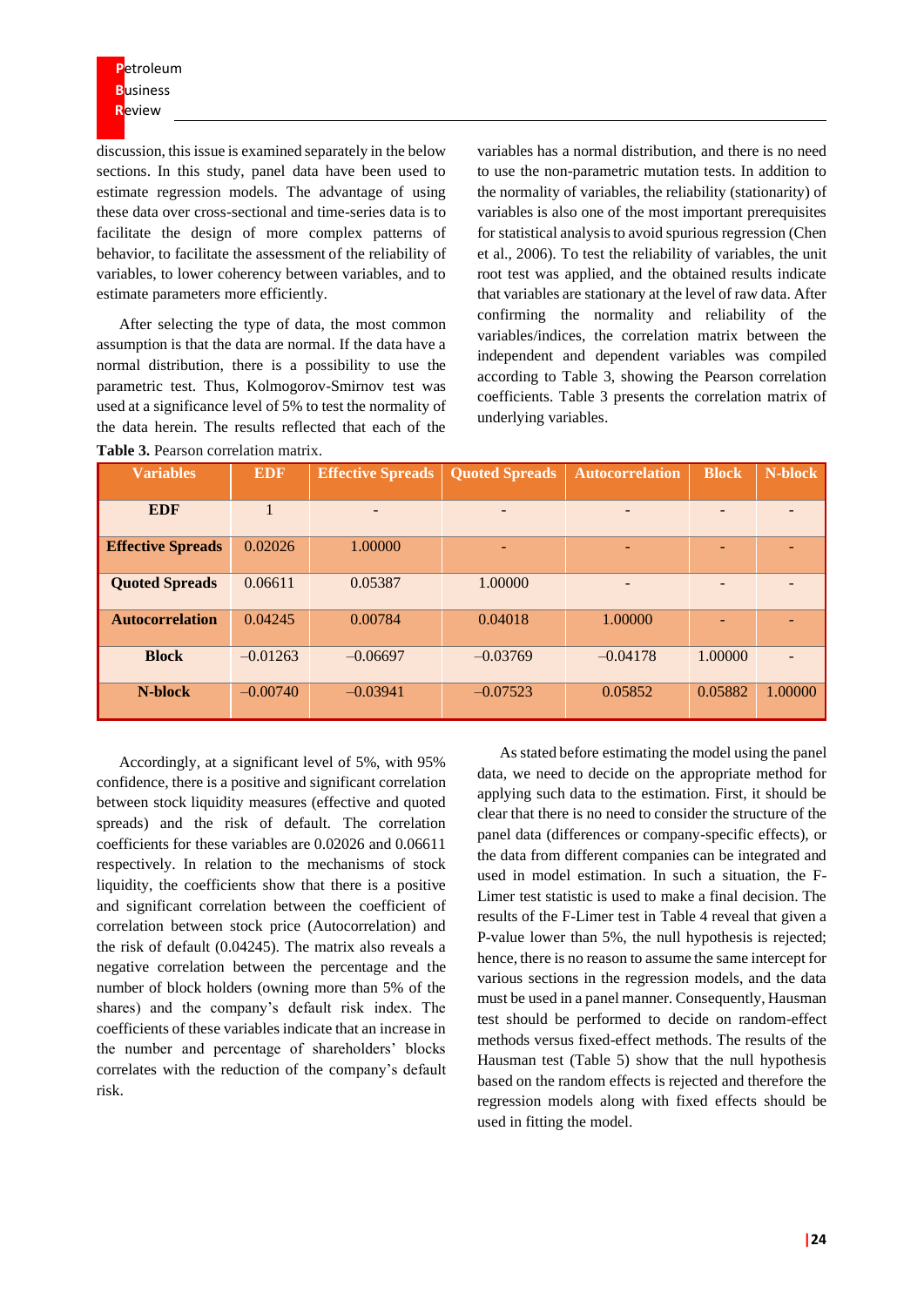discussion, this issue is examined separately in the below sections. In this study, panel data have been used to estimate regression models. The advantage of using these data over cross-sectional and time-series data is to facilitate the design of more complex patterns of behavior, to facilitate the assessment of the reliability of variables, to lower coherency between variables, and to estimate parameters more efficiently.

After selecting the type of data, the most common assumption is that the data are normal. If the data have a normal distribution, there is a possibility to use the parametric test. Thus, Kolmogorov-Smirnov test was used at a significance level of 5% to test the normality of the data herein. The results reflected that each of the variables has a normal distribution, and there is no need to use the non-parametric mutation tests. In addition to the normality of variables, the reliability (stationarity) of variables is also one of the most important prerequisites for statistical analysis to avoid spurious regression (Chen et al., 2006). To test the reliability of variables, the unit root test was applied, and the obtained results indicate that variables are stationary at the level of raw data. After confirming the normality and reliability of the variables/indices, the correlation matrix between the independent and dependent variables was compiled according to Table 3, showing the Pearson correlation coefficients. Table 3 presents the correlation matrix of underlying variables.

**Table 3.** Pearson correlation matrix.

| Variables | EDF | Effective Spreads | Quoted Spreads | Autocorrelation | Block | N-block |
|---|---|---|---|---|---|---|
| **EDF** | 1 | - | - | - | - | - |
| **Effective Spreads** | 0.02026 | 1.00000 | - | - | - | - |
| **Quoted Spreads** | 0.06611 | 0.05387 | 1.00000 | - | - | - |
| **Autocorrelation** | 0.04245 | 0.00784 | 0.04018 | 1.00000 | - | - |
| **Block** | −0.01263 | −0.06697 | −0.03769 | −0.04178 | 1.00000 | - |
| **N-block** | −0.00740 | −0.03941 | −0.07523 | 0.05852 | 0.05882 | 1.00000 |

Accordingly, at a significant level of 5%, with 95% confidence, there is a positive and significant correlation between stock liquidity measures (effective and quoted spreads) and the risk of default. The correlation coefficients for these variables are 0.02026 and 0.06611 respectively. In relation to the mechanisms of stock liquidity, the coefficients show that there is a positive and significant correlation between the coefficient of correlation between stock price (Autocorrelation) and the risk of default (0.04245). The matrix also reveals a negative correlation between the percentage and the number of block holders (owning more than 5% of the shares) and the company's default risk index. The coefficients of these variables indicate that an increase in the number and percentage of shareholders' blocks correlates with the reduction of the company's default risk.

As stated before estimating the model using the panel data, we need to decide on the appropriate method for applying such data to the estimation. First, it should be clear that there is no need to consider the structure of the panel data (differences or company-specific effects), or the data from different companies can be integrated and used in model estimation. In such a situation, the F-Limer test statistic is used to make a final decision. The results of the F-Limer test in Table 4 reveal that given a P-value lower than 5%, the null hypothesis is rejected; hence, there is no reason to assume the same intercept for various sections in the regression models, and the data must be used in a panel manner. Consequently, Hausman test should be performed to decide on random-effect methods versus fixed-effect methods. The results of the Hausman test (Table 5) show that the null hypothesis based on the random effects is rejected and therefore the regression models along with fixed effects should be used in fitting the model.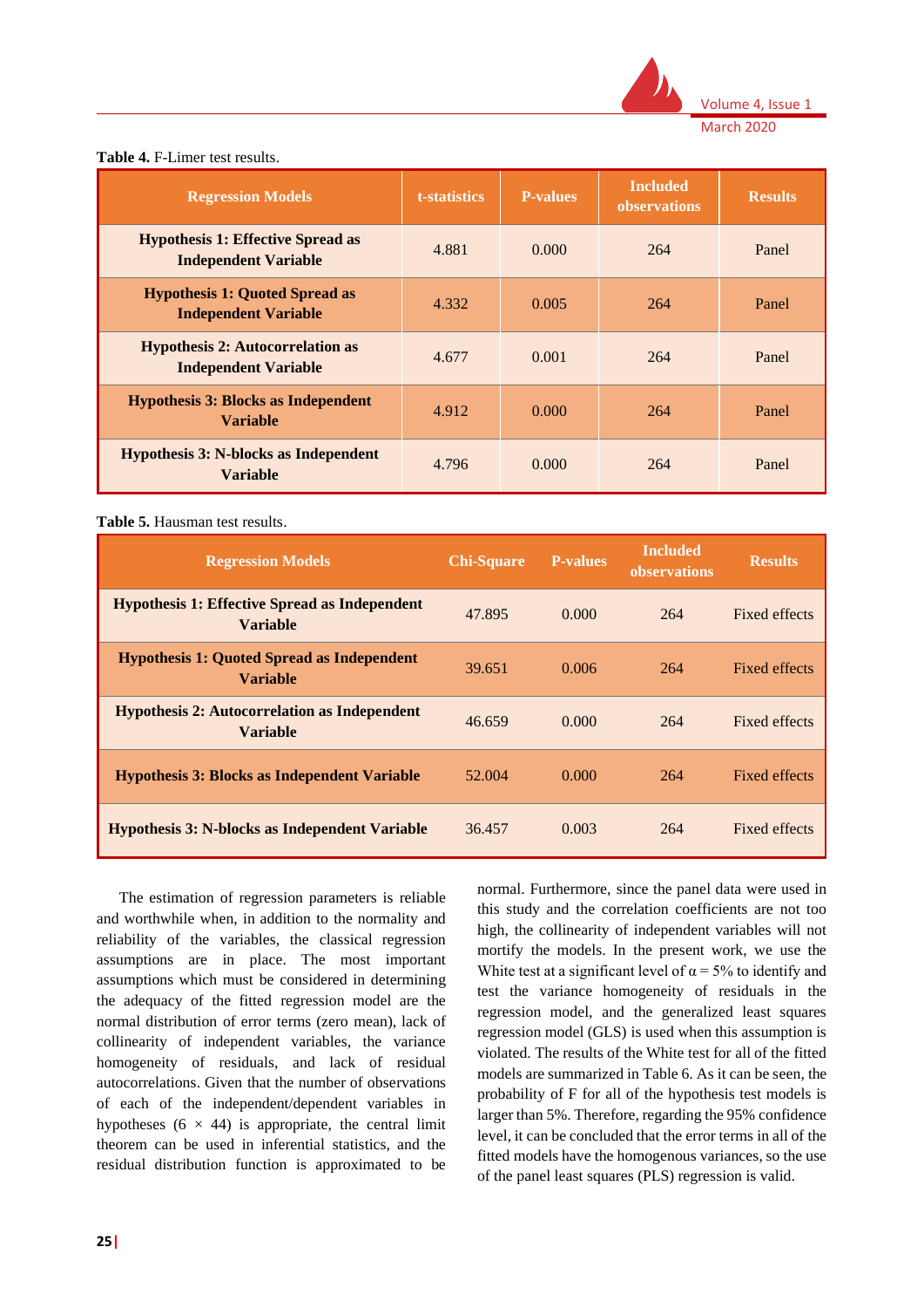**Table 4.** F-Limer test results.

| Regression Models | t-statistics | P-values | Included observations | Results |
|---|---|---|---|---|
| **Hypothesis 1: Effective Spread as Independent Variable** | 4.881 | 0.000 | 264 | Panel |
| **Hypothesis 1: Quoted Spread as Independent Variable** | 4.332 | 0.005 | 264 | Panel |
| **Hypothesis 2: Autocorrelation as Independent Variable** | 4.677 | 0.001 | 264 | Panel |
| **Hypothesis 3: Blocks as Independent Variable** | 4.912 | 0.000 | 264 | Panel |
| **Hypothesis 3: N-blocks as Independent Variable** | 4.796 | 0.000 | 264 | Panel |

**Table 5.** Hausman test results.

| Regression Models | Chi-Square | P-values | Included observations | Results |
|---|---|---|---|---|
| **Hypothesis 1: Effective Spread as Independent Variable** | 47.895 | 0.000 | 264 | Fixed effects |
| **Hypothesis 1: Quoted Spread as Independent Variable** | 39.651 | 0.006 | 264 | Fixed effects |
| **Hypothesis 2: Autocorrelation as Independent Variable** | 46.659 | 0.000 | 264 | Fixed effects |
| **Hypothesis 3: Blocks as Independent Variable** | 52.004 | 0.000 | 264 | Fixed effects |
| **Hypothesis 3: N-blocks as Independent Variable** | 36.457 | 0.003 | 264 | Fixed effects |

The estimation of regression parameters is reliable and worthwhile when, in addition to the normality and reliability of the variables, the classical regression assumptions are in place. The most important assumptions which must be considered in determining the adequacy of the fitted regression model are the normal distribution of error terms (zero mean), lack of collinearity of independent variables, the variance homogeneity of residuals, and lack of residual autocorrelations. Given that the number of observations of each of the independent/dependent variables in hypotheses ($6 \times 44$) is appropriate, the central limit theorem can be used in inferential statistics, and the residual distribution function is approximated to be normal. Furthermore, since the panel data were used in this study and the correlation coefficients are not too high, the collinearity of independent variables will not mortify the models. In the present work, we use the White test at a significant level of $\alpha = 5\%$ to identify and test the variance homogeneity of residuals in the regression model, and the generalized least squares regression model (GLS) is used when this assumption is violated. The results of the White test for all of the fitted models are summarized in Table 6. As it can be seen, the probability of F for all of the hypothesis test models is larger than 5%. Therefore, regarding the 95% confidence level, it can be concluded that the error terms in all of the fitted models have the homogenous variances, so the use of the panel least squares (PLS) regression is valid.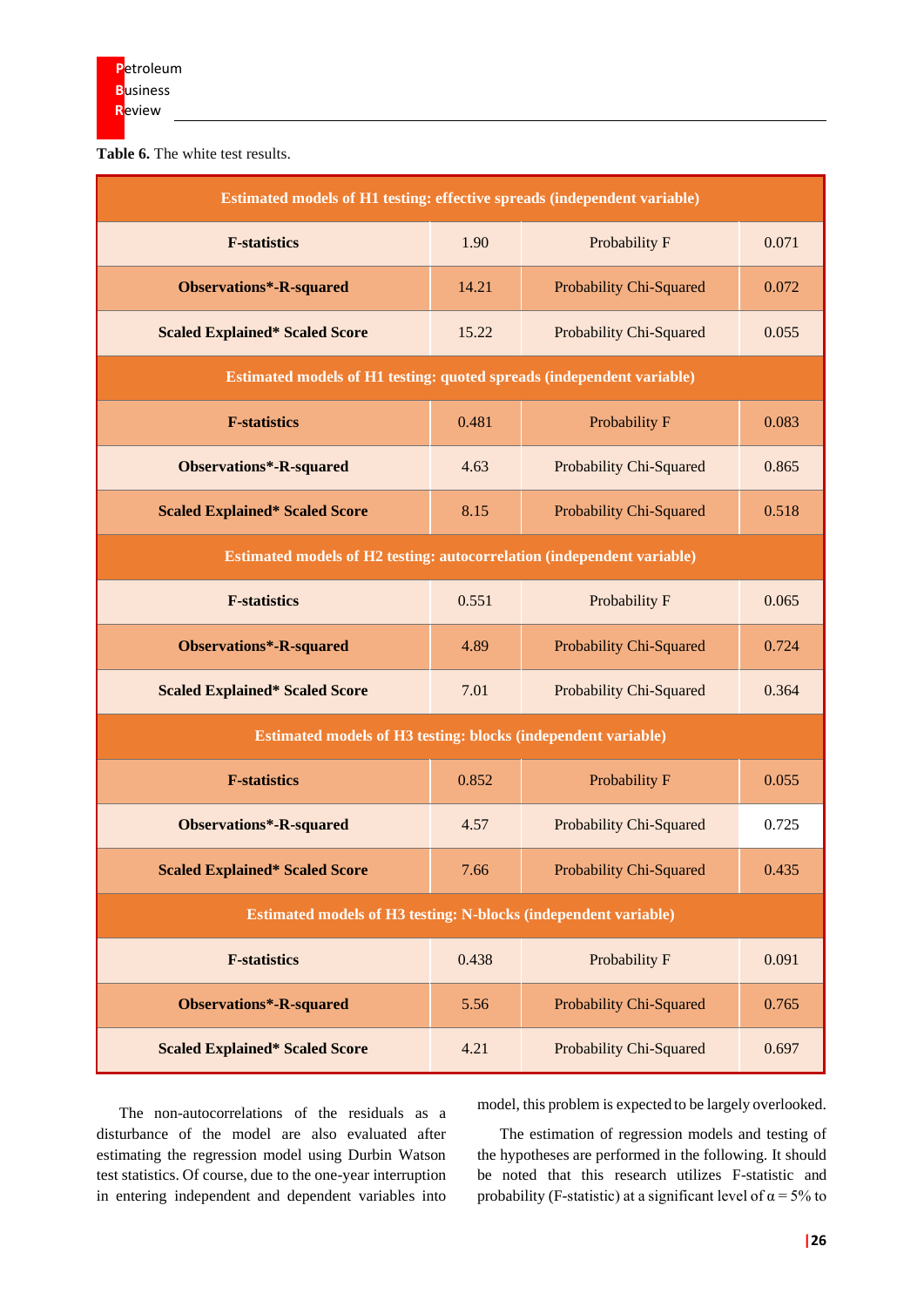**Table 6.** The white test results.

| Estimated models of H1 testing: effective spreads (independent variable) | | | |
|---|---|---|---|
| **F-statistics** | 1.90 | Probability F | 0.071 |
| **Observations*-R-squared** | 14.21 | Probability Chi-Squared | 0.072 |
| **Scaled Explained* Scaled Score** | 15.22 | Probability Chi-Squared | 0.055 |
| **Estimated models of H1 testing: quoted spreads (independent variable)** | | | |
| **F-statistics** | 0.481 | Probability F | 0.083 |
| **Observations*-R-squared** | 4.63 | Probability Chi-Squared | 0.865 |
| **Scaled Explained* Scaled Score** | 8.15 | Probability Chi-Squared | 0.518 |
| **Estimated models of H2 testing: autocorrelation (independent variable)** | | | |
| **F-statistics** | 0.551 | Probability F | 0.065 |
| **Observations*-R-squared** | 4.89 | Probability Chi-Squared | 0.724 |
| **Scaled Explained* Scaled Score** | 7.01 | Probability Chi-Squared | 0.364 |
| **Estimated models of H3 testing: blocks (independent variable)** | | | |
| **F-statistics** | 0.852 | Probability F | 0.055 |
| **Observations*-R-squared** | 4.57 | Probability Chi-Squared | 0.725 |
| **Scaled Explained* Scaled Score** | 7.66 | Probability Chi-Squared | 0.435 |
| **Estimated models of H3 testing: N-blocks (independent variable)** | | | |
| **F-statistics** | 0.438 | Probability F | 0.091 |
| **Observations*-R-squared** | 5.56 | Probability Chi-Squared | 0.765 |
| **Scaled Explained* Scaled Score** | 4.21 | Probability Chi-Squared | 0.697 |

The non-autocorrelations of the residuals as a disturbance of the model are also evaluated after estimating the regression model using Durbin Watson test statistics. Of course, due to the one-year interruption in entering independent and dependent variables into model, this problem is expected to be largely overlooked.

The estimation of regression models and testing of the hypotheses are performed in the following. It should be noted that this research utilizes F-statistic and probability (F-statistic) at a significant level of $\alpha = 5\%$ to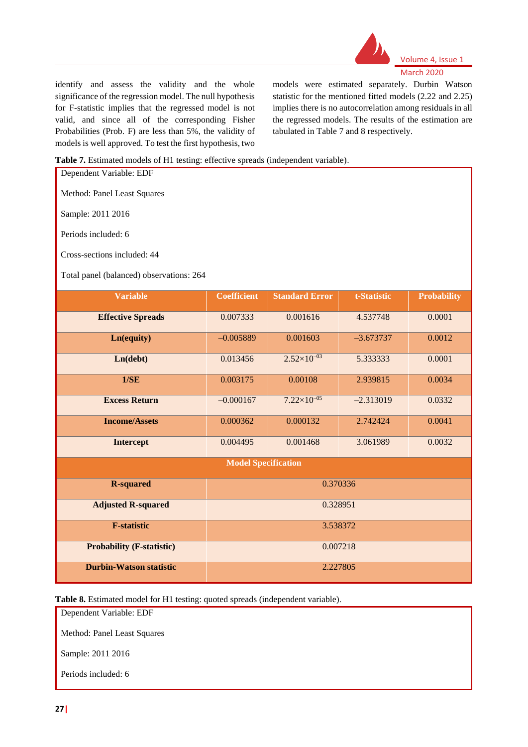identify and assess the validity and the whole significance of the regression model. The null hypothesis for F-statistic implies that the regressed model is not valid, and since all of the corresponding Fisher Probabilities (Prob. F) are less than 5%, the validity of models is well approved. To test the first hypothesis, two models were estimated separately. Durbin Watson statistic for the mentioned fitted models (2.22 and 2.25) implies there is no autocorrelation among residuals in all the regressed models. The results of the estimation are tabulated in Table 7 and 8 respectively.

**Table 7.** Estimated models of H1 testing: effective spreads (independent variable).

Dependent Variable: EDF

Method: Panel Least Squares

Sample: 2011 2016

Periods included: 6

Cross-sections included: 44

Total panel (balanced) observations: 264

| Variable | Coefficient | Standard Error | t-Statistic | Probability |
|---|---|---|---|---|
| **Effective Spreads** | 0.007333 | 0.001616 | 4.537748 | 0.0001 |
| **Ln(equity)** | –0.005889 | 0.001603 | –3.673737 | 0.0012 |
| **Ln(debt)** | 0.013456 | $2.52\times10^{-03}$ | 5.333333 | 0.0001 |
| **1/SE** | 0.003175 | 0.00108 | 2.939815 | 0.0034 |
| **Excess Return** | –0.000167 | $7.22\times10^{-05}$ | –2.313019 | 0.0332 |
| **Income/Assets** | 0.000362 | 0.000132 | 2.742424 | 0.0041 |
| **Intercept** | 0.004495 | 0.001468 | 3.061989 | 0.0032 |
| **Model Specification** | | | | |
| **R-squared** | 0.370336 | | | |
| **Adjusted R-squared** | 0.328951 | | | |
| **F-statistic** | 3.538372 | | | |
| **Probability (F-statistic)** | 0.007218 | | | |
| **Durbin-Watson statistic** | 2.227805 | | | |

**Table 8.** Estimated model for H1 testing: quoted spreads (independent variable).

Dependent Variable: EDF

Method: Panel Least Squares

Sample: 2011 2016

Periods included: 6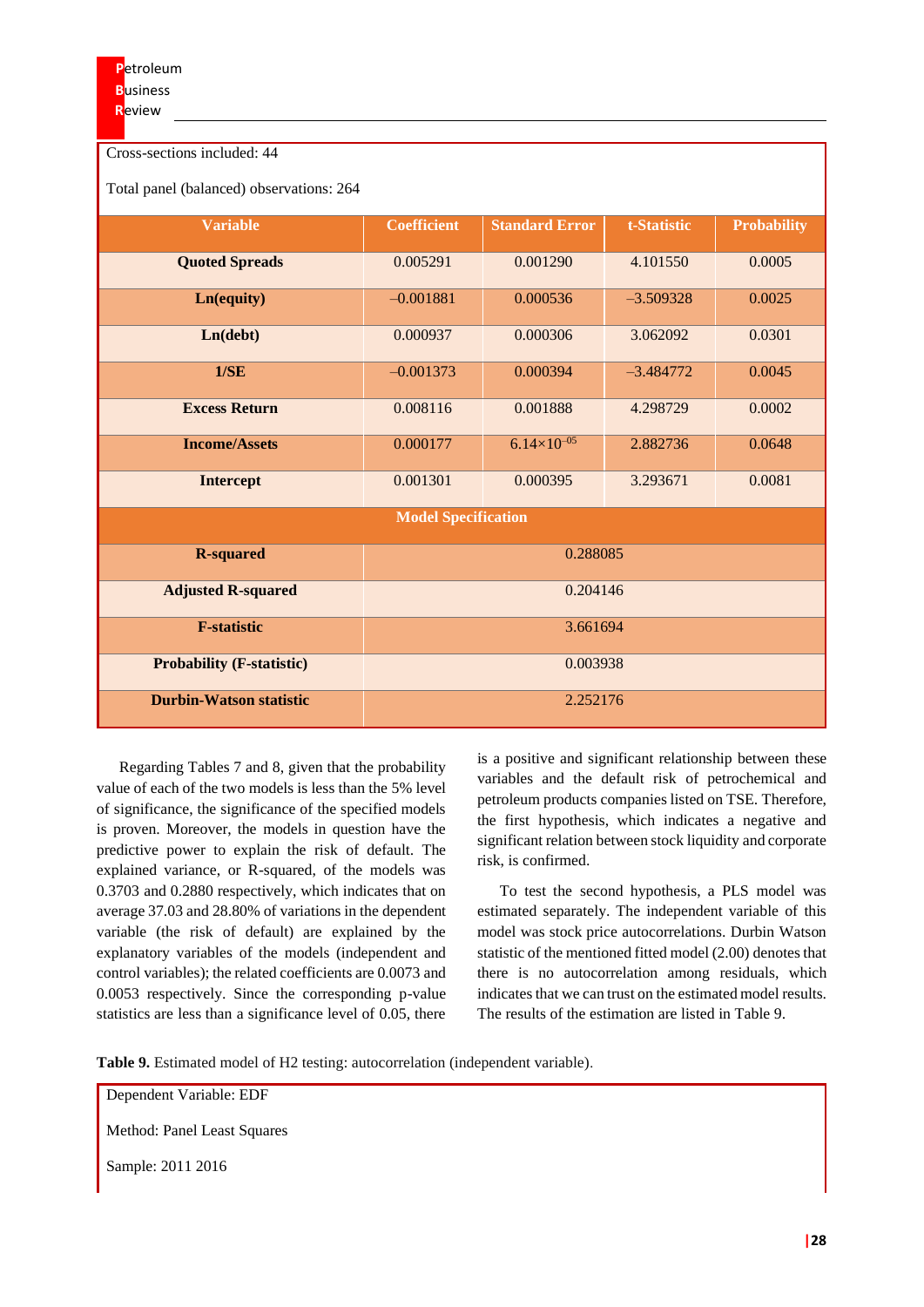Cross-sections included: 44

Total panel (balanced) observations: 264

| Variable | Coefficient | Standard Error | t-Statistic | Probability |
|---|---|---|---|---|
| **Quoted Spreads** | 0.005291 | 0.001290 | 4.101550 | 0.0005 |
| **Ln(equity)** | –0.001881 | 0.000536 | –3.509328 | 0.0025 |
| **Ln(debt)** | 0.000937 | 0.000306 | 3.062092 | 0.0301 |
| **1/SE** | –0.001373 | 0.000394 | –3.484772 | 0.0045 |
| **Excess Return** | 0.008116 | 0.001888 | 4.298729 | 0.0002 |
| **Income/Assets** | 0.000177 | $6.14\times10^{-05}$ | 2.882736 | 0.0648 |
| **Intercept** | 0.001301 | 0.000395 | 3.293671 | 0.0081 |
| **Model Specification** | | | | |
| **R-squared** | 0.288085 | | | |
| **Adjusted R-squared** | 0.204146 | | | |
| **F-statistic** | 3.661694 | | | |
| **Probability (F-statistic)** | 0.003938 | | | |
| **Durbin-Watson statistic** | 2.252176 | | | |

Regarding Tables 7 and 8, given that the probability value of each of the two models is less than the 5% level of significance, the significance of the specified models is proven. Moreover, the models in question have the predictive power to explain the risk of default. The explained variance, or R-squared, of the models was 0.3703 and 0.2880 respectively, which indicates that on average 37.03 and 28.80% of variations in the dependent variable (the risk of default) are explained by the explanatory variables of the models (independent and control variables); the related coefficients are 0.0073 and 0.0053 respectively. Since the corresponding p-value statistics are less than a significance level of 0.05, there is a positive and significant relationship between these variables and the default risk of petrochemical and petroleum products companies listed on TSE. Therefore, the first hypothesis, which indicates a negative and significant relation between stock liquidity and corporate risk, is confirmed.

To test the second hypothesis, a PLS model was estimated separately. The independent variable of this model was stock price autocorrelations. Durbin Watson statistic of the mentioned fitted model (2.00) denotes that there is no autocorrelation among residuals, which indicates that we can trust on the estimated model results. The results of the estimation are listed in Table 9.

**Table 9.** Estimated model of H2 testing: autocorrelation (independent variable).

Dependent Variable: EDF

Method: Panel Least Squares

Sample: 2011 2016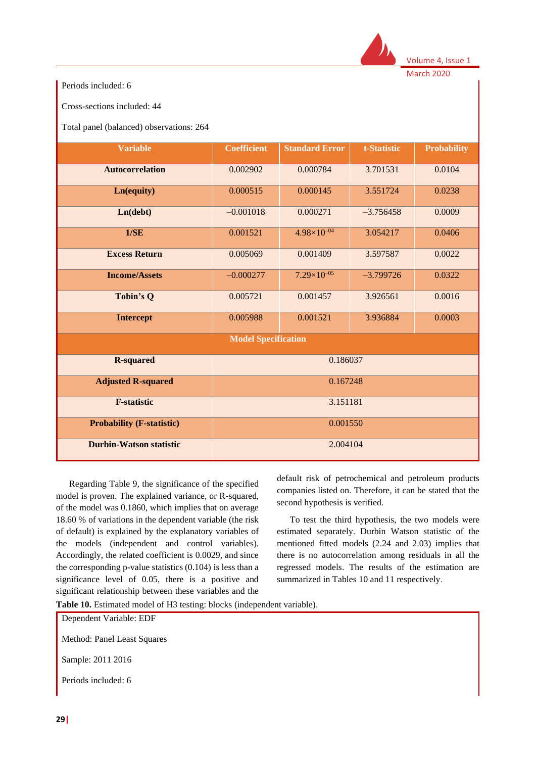Periods included: 6

Cross-sections included: 44

Total panel (balanced) observations: 264

| Variable | Coefficient | Standard Error | t-Statistic | Probability |
|---|---|---|---|---|
| **Autocorrelation** | 0.002902 | 0.000784 | 3.701531 | 0.0104 |
| **Ln(equity)** | 0.000515 | 0.000145 | 3.551724 | 0.0238 |
| **Ln(debt)** | –0.001018 | 0.000271 | –3.756458 | 0.0009 |
| **1/SE** | 0.001521 | $4.98\times10^{-04}$ | 3.054217 | 0.0406 |
| **Excess Return** | 0.005069 | 0.001409 | 3.597587 | 0.0022 |
| **Income/Assets** | –0.000277 | $7.29\times10^{-05}$ | –3.799726 | 0.0322 |
| **Tobin's Q** | 0.005721 | 0.001457 | 3.926561 | 0.0016 |
| **Intercept** | 0.005988 | 0.001521 | 3.936884 | 0.0003 |
| **Model Specification** | | | | |
| **R-squared** | 0.186037 | | | |
| **Adjusted R-squared** | 0.167248 | | | |
| **F-statistic** | 3.151181 | | | |
| **Probability (F-statistic)** | 0.001550 | | | |
| **Durbin-Watson statistic** | 2.004104 | | | |

Regarding Table 9, the significance of the specified model is proven. The explained variance, or R-squared, of the model was 0.1860, which implies that on average 18.60 % of variations in the dependent variable (the risk of default) is explained by the explanatory variables of the models (independent and control variables). Accordingly, the related coefficient is 0.0029, and since the corresponding p-value statistics (0.104) is less than a significance level of 0.05, there is a positive and significant relationship between these variables and the default risk of petrochemical and petroleum products companies listed on. Therefore, it can be stated that the second hypothesis is verified.

To test the third hypothesis, the two models were estimated separately. Durbin Watson statistic of the mentioned fitted models (2.24 and 2.03) implies that there is no autocorrelation among residuals in all the regressed models. The results of the estimation are summarized in Tables 10 and 11 respectively.

**Table 10.** Estimated model of H3 testing: blocks (independent variable).

Dependent Variable: EDF

Method: Panel Least Squares

Sample: 2011 2016

Periods included: 6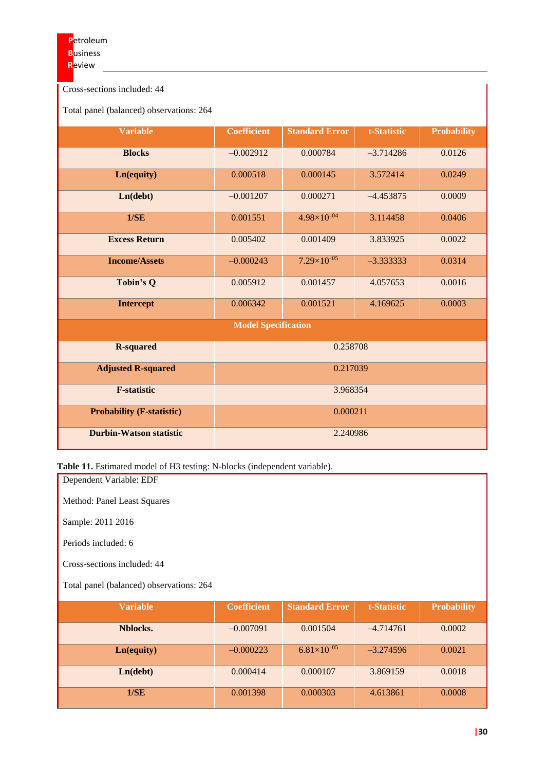Cross-sections included: 44

Total panel (balanced) observations: 264

| Variable | Coefficient | Standard Error | t-Statistic | Probability |
|---|---|---|---|---|
| **Blocks** | –0.002912 | 0.000784 | –3.714286 | 0.0126 |
| **Ln(equity)** | 0.000518 | 0.000145 | 3.572414 | 0.0249 |
| **Ln(debt)** | –0.001207 | 0.000271 | –4.453875 | 0.0009 |
| **1/SE** | 0.001551 | $4.98\times10^{-04}$ | 3.114458 | 0.0406 |
| **Excess Return** | 0.005402 | 0.001409 | 3.833925 | 0.0022 |
| **Income/Assets** | –0.000243 | $7.29\times10^{-05}$ | –3.333333 | 0.0314 |
| **Tobin's Q** | 0.005912 | 0.001457 | 4.057653 | 0.0016 |
| **Intercept** | 0.006342 | 0.001521 | 4.169625 | 0.0003 |
| **Model Specification** | | | | |
| **R-squared** | 0.258708 | | | |
| **Adjusted R-squared** | 0.217039 | | | |
| **F-statistic** | 3.968354 | | | |
| **Probability (F-statistic)** | 0.000211 | | | |
| **Durbin-Watson statistic** | 2.240986 | | | |

**Table 11.** Estimated model of H3 testing: N-blocks (independent variable).

Dependent Variable: EDF

Method: Panel Least Squares

Sample: 2011 2016

Periods included: 6

Cross-sections included: 44

Total panel (balanced) observations: 264

| Variable | Coefficient | Standard Error | t-Statistic | Probability |
|---|---|---|---|---|
| **Nblocks.** | –0.007091 | 0.001504 | –4.714761 | 0.0002 |
| **Ln(equity)** | –0.000223 | $6.81\times10^{-05}$ | –3.274596 | 0.0021 |
| **Ln(debt)** | 0.000414 | 0.000107 | 3.869159 | 0.0018 |
| **1/SE** | 0.001398 | 0.000303 | 4.613861 | 0.0008 |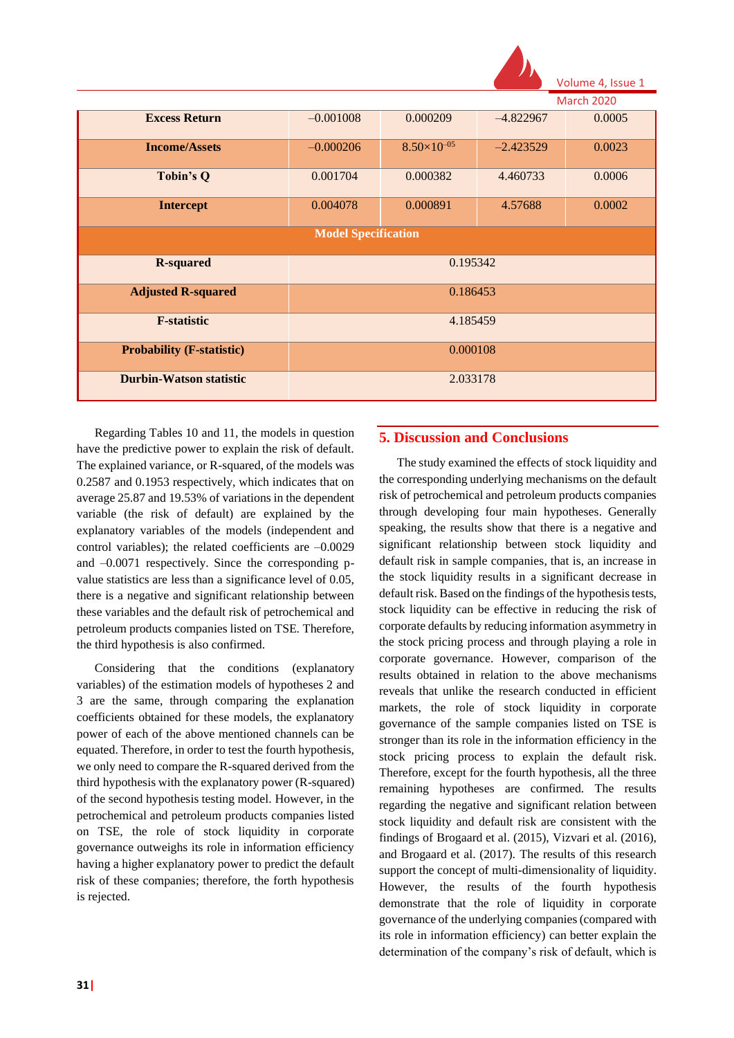| Excess Return | −0.001008 | 0.000209 | −4.822967 | 0.0005 |
|---|---|---|---|---|
| Income/Assets | −0.000206 | $8.50\times10^{-05}$ | −2.423529 | 0.0023 |
| Tobin's Q | 0.001704 | 0.000382 | 4.460733 | 0.0006 |
| Intercept | 0.004078 | 0.000891 | 4.57688 | 0.0002 |
| **Model Specification** | | | | |
| R-squared | 0.195342 | | | |
| Adjusted R-squared | 0.186453 | | | |
| F-statistic | 4.185459 | | | |
| Probability (F-statistic) | 0.000108 | | | |
| Durbin-Watson statistic | 2.033178 | | | |

Regarding Tables 10 and 11, the models in question have the predictive power to explain the risk of default. The explained variance, or R-squared, of the models was 0.2587 and 0.1953 respectively, which indicates that on average 25.87 and 19.53% of variations in the dependent variable (the risk of default) are explained by the explanatory variables of the models (independent and control variables); the related coefficients are −0.0029 and −0.0071 respectively. Since the corresponding p-value statistics are less than a significance level of 0.05, there is a negative and significant relationship between these variables and the default risk of petrochemical and petroleum products companies listed on TSE. Therefore, the third hypothesis is also confirmed.

Considering that the conditions (explanatory variables) of the estimation models of hypotheses 2 and 3 are the same, through comparing the explanation coefficients obtained for these models, the explanatory power of each of the above mentioned channels can be equated. Therefore, in order to test the fourth hypothesis, we only need to compare the R-squared derived from the third hypothesis with the explanatory power (R-squared) of the second hypothesis testing model. However, in the petrochemical and petroleum products companies listed on TSE, the role of stock liquidity in corporate governance outweighs its role in information efficiency having a higher explanatory power to predict the default risk of these companies; therefore, the forth hypothesis is rejected.

## 5. Discussion and Conclusions

The study examined the effects of stock liquidity and the corresponding underlying mechanisms on the default risk of petrochemical and petroleum products companies through developing four main hypotheses. Generally speaking, the results show that there is a negative and significant relationship between stock liquidity and default risk in sample companies, that is, an increase in the stock liquidity results in a significant decrease in default risk. Based on the findings of the hypothesis tests, stock liquidity can be effective in reducing the risk of corporate defaults by reducing information asymmetry in the stock pricing process and through playing a role in corporate governance. However, comparison of the results obtained in relation to the above mechanisms reveals that unlike the research conducted in efficient markets, the role of stock liquidity in corporate governance of the sample companies listed on TSE is stronger than its role in the information efficiency in the stock pricing process to explain the default risk. Therefore, except for the fourth hypothesis, all the three remaining hypotheses are confirmed. The results regarding the negative and significant relation between stock liquidity and default risk are consistent with the findings of Brogaard et al. (2015), Vizvari et al. (2016), and Brogaard et al. (2017). The results of this research support the concept of multi-dimensionality of liquidity. However, the results of the fourth hypothesis demonstrate that the role of liquidity in corporate governance of the underlying companies (compared with its role in information efficiency) can better explain the determination of the company's risk of default, which is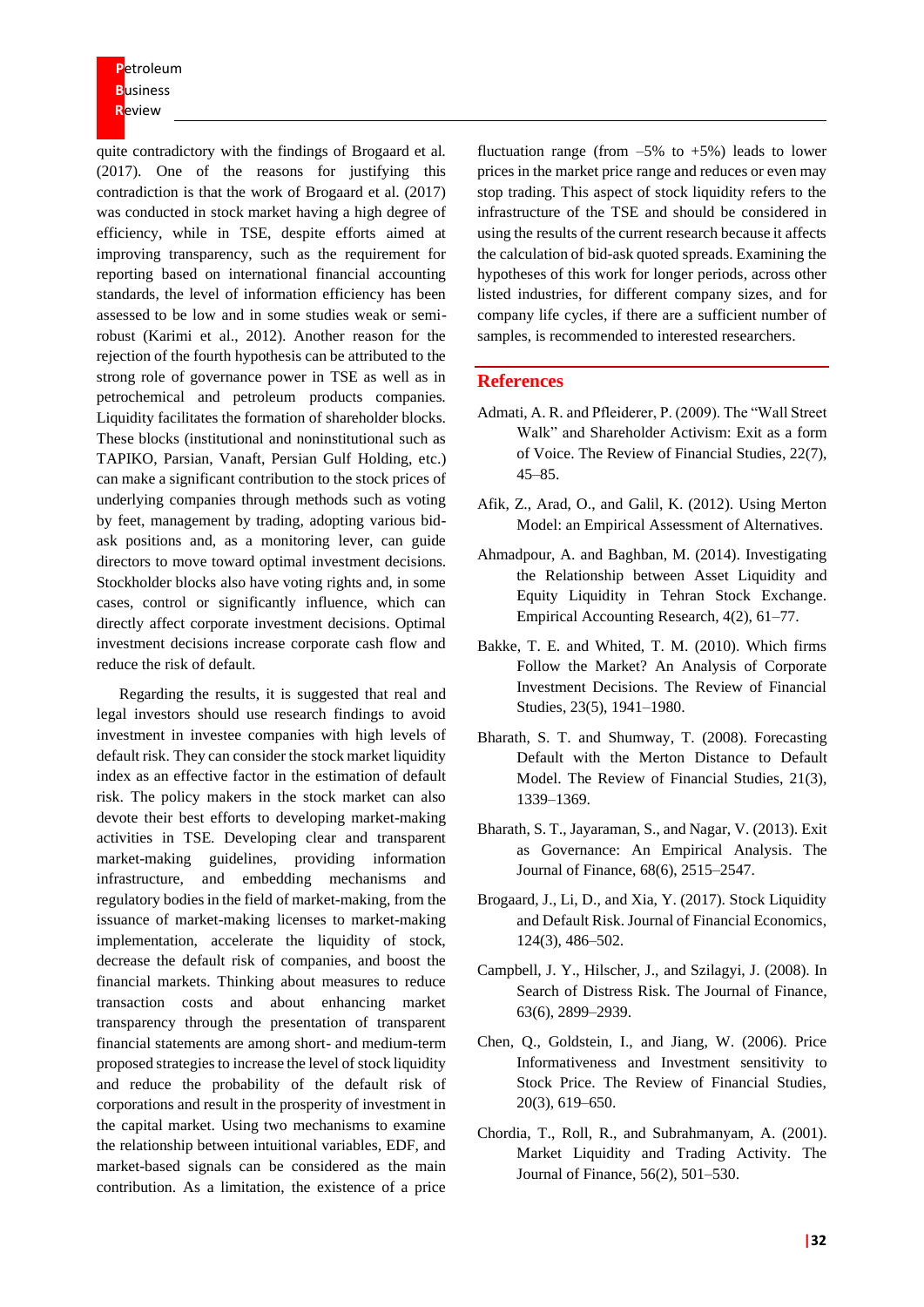quite contradictory with the findings of Brogaard et al. (2017). One of the reasons for justifying this contradiction is that the work of Brogaard et al. (2017) was conducted in stock market having a high degree of efficiency, while in TSE, despite efforts aimed at improving transparency, such as the requirement for reporting based on international financial accounting standards, the level of information efficiency has been assessed to be low and in some studies weak or semi-robust (Karimi et al., 2012). Another reason for the rejection of the fourth hypothesis can be attributed to the strong role of governance power in TSE as well as in petrochemical and petroleum products companies. Liquidity facilitates the formation of shareholder blocks. These blocks (institutional and noninstitutional such as TAPIKO, Parsian, Vanaft, Persian Gulf Holding, etc.) can make a significant contribution to the stock prices of underlying companies through methods such as voting by feet, management by trading, adopting various bid-ask positions and, as a monitoring lever, can guide directors to move toward optimal investment decisions. Stockholder blocks also have voting rights and, in some cases, control or significantly influence, which can directly affect corporate investment decisions. Optimal investment decisions increase corporate cash flow and reduce the risk of default.

Regarding the results, it is suggested that real and legal investors should use research findings to avoid investment in investee companies with high levels of default risk. They can consider the stock market liquidity index as an effective factor in the estimation of default risk. The policy makers in the stock market can also devote their best efforts to developing market-making activities in TSE. Developing clear and transparent market-making guidelines, providing information infrastructure, and embedding mechanisms and regulatory bodies in the field of market-making, from the issuance of market-making licenses to market-making implementation, accelerate the liquidity of stock, decrease the default risk of companies, and boost the financial markets. Thinking about measures to reduce transaction costs and about enhancing market transparency through the presentation of transparent financial statements are among short- and medium-term proposed strategies to increase the level of stock liquidity and reduce the probability of the default risk of corporations and result in the prosperity of investment in the capital market. Using two mechanisms to examine the relationship between intuitional variables, EDF, and market-based signals can be considered as the main contribution. As a limitation, the existence of a price fluctuation range (from –5% to +5%) leads to lower prices in the market price range and reduces or even may stop trading. This aspect of stock liquidity refers to the infrastructure of the TSE and should be considered in using the results of the current research because it affects the calculation of bid-ask quoted spreads. Examining the hypotheses of this work for longer periods, across other listed industries, for different company sizes, and for company life cycles, if there are a sufficient number of samples, is recommended to interested researchers.

## References

Admati, A. R. and Pfleiderer, P. (2009). The "Wall Street Walk" and Shareholder Activism: Exit as a form of Voice. The Review of Financial Studies, 22(7), 45–85.

Afik, Z., Arad, O., and Galil, K. (2012). Using Merton Model: an Empirical Assessment of Alternatives.

Ahmadpour, A. and Baghban, M. (2014). Investigating the Relationship between Asset Liquidity and Equity Liquidity in Tehran Stock Exchange. Empirical Accounting Research, 4(2), 61–77.

Bakke, T. E. and Whited, T. M. (2010). Which firms Follow the Market? An Analysis of Corporate Investment Decisions. The Review of Financial Studies, 23(5), 1941–1980.

Bharath, S. T. and Shumway, T. (2008). Forecasting Default with the Merton Distance to Default Model. The Review of Financial Studies, 21(3), 1339–1369.

Bharath, S. T., Jayaraman, S., and Nagar, V. (2013). Exit as Governance: An Empirical Analysis. The Journal of Finance, 68(6), 2515–2547.

Brogaard, J., Li, D., and Xia, Y. (2017). Stock Liquidity and Default Risk. Journal of Financial Economics, 124(3), 486–502.

Campbell, J. Y., Hilscher, J., and Szilagyi, J. (2008). In Search of Distress Risk. The Journal of Finance, 63(6), 2899–2939.

Chen, Q., Goldstein, I., and Jiang, W. (2006). Price Informativeness and Investment sensitivity to Stock Price. The Review of Financial Studies, 20(3), 619–650.

Chordia, T., Roll, R., and Subrahmanyam, A. (2001). Market Liquidity and Trading Activity. The Journal of Finance, 56(2), 501–530.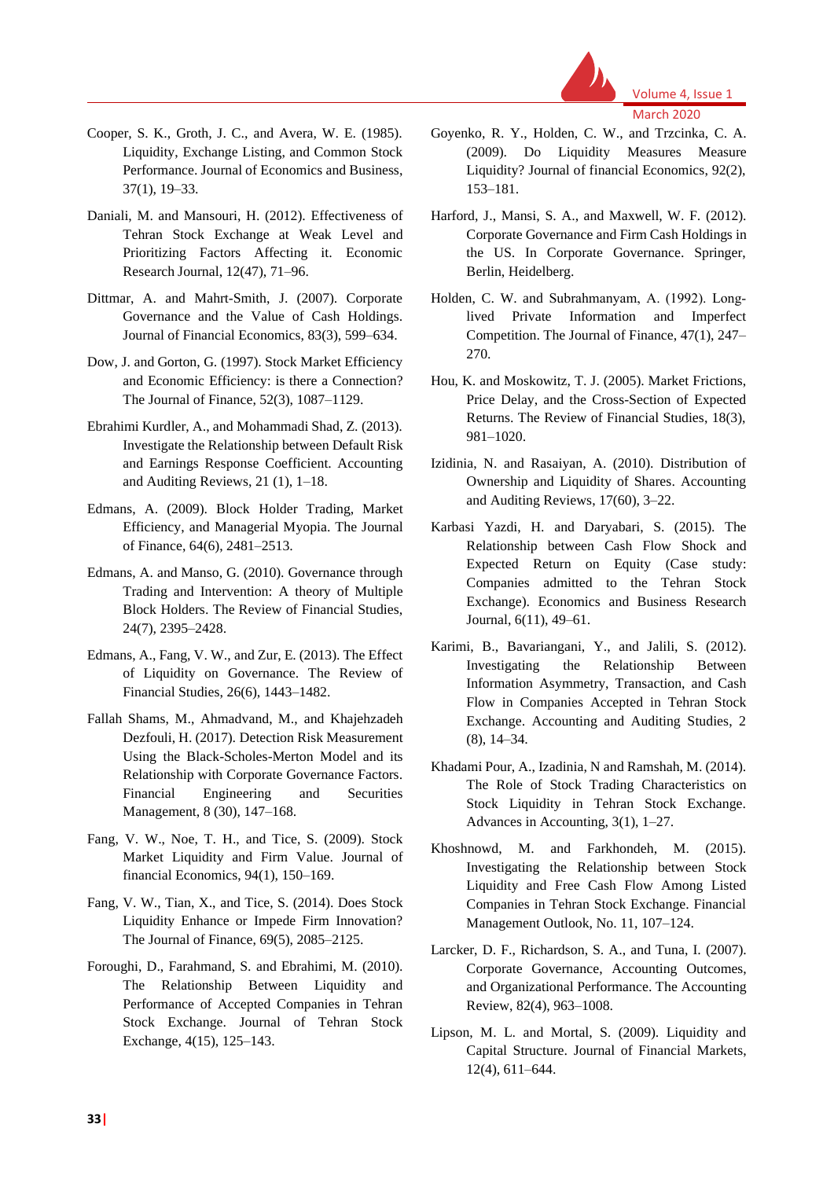Cooper, S. K., Groth, J. C., and Avera, W. E. (1985). Liquidity, Exchange Listing, and Common Stock Performance. Journal of Economics and Business, 37(1), 19–33.

Daniali, M. and Mansouri, H. (2012). Effectiveness of Tehran Stock Exchange at Weak Level and Prioritizing Factors Affecting it. Economic Research Journal, 12(47), 71–96.

Dittmar, A. and Mahrt-Smith, J. (2007). Corporate Governance and the Value of Cash Holdings. Journal of Financial Economics, 83(3), 599–634.

Dow, J. and Gorton, G. (1997). Stock Market Efficiency and Economic Efficiency: is there a Connection? The Journal of Finance, 52(3), 1087–1129.

Ebrahimi Kurdler, A., and Mohammadi Shad, Z. (2013). Investigate the Relationship between Default Risk and Earnings Response Coefficient. Accounting and Auditing Reviews, 21 (1), 1–18.

Edmans, A. (2009). Block Holder Trading, Market Efficiency, and Managerial Myopia. The Journal of Finance, 64(6), 2481–2513.

Edmans, A. and Manso, G. (2010). Governance through Trading and Intervention: A theory of Multiple Block Holders. The Review of Financial Studies, 24(7), 2395–2428.

Edmans, A., Fang, V. W., and Zur, E. (2013). The Effect of Liquidity on Governance. The Review of Financial Studies, 26(6), 1443–1482.

Fallah Shams, M., Ahmadvand, M., and Khajehzadeh Dezfouli, H. (2017). Detection Risk Measurement Using the Black-Scholes-Merton Model and its Relationship with Corporate Governance Factors. Financial Engineering and Securities Management, 8 (30), 147–168.

Fang, V. W., Noe, T. H., and Tice, S. (2009). Stock Market Liquidity and Firm Value. Journal of financial Economics, 94(1), 150–169.

Fang, V. W., Tian, X., and Tice, S. (2014). Does Stock Liquidity Enhance or Impede Firm Innovation? The Journal of Finance, 69(5), 2085–2125.

Foroughi, D., Farahmand, S. and Ebrahimi, M. (2010). The Relationship Between Liquidity and Performance of Accepted Companies in Tehran Stock Exchange. Journal of Tehran Stock Exchange, 4(15), 125–143.

Goyenko, R. Y., Holden, C. W., and Trzcinka, C. A. (2009). Do Liquidity Measures Measure Liquidity? Journal of financial Economics, 92(2), 153–181.

Harford, J., Mansi, S. A., and Maxwell, W. F. (2012). Corporate Governance and Firm Cash Holdings in the US. In Corporate Governance. Springer, Berlin, Heidelberg.

Holden, C. W. and Subrahmanyam, A. (1992). Long-lived Private Information and Imperfect Competition. The Journal of Finance, 47(1), 247–270.

Hou, K. and Moskowitz, T. J. (2005). Market Frictions, Price Delay, and the Cross-Section of Expected Returns. The Review of Financial Studies, 18(3), 981–1020.

Izidinia, N. and Rasaiyan, A. (2010). Distribution of Ownership and Liquidity of Shares. Accounting and Auditing Reviews, 17(60), 3–22.

Karbasi Yazdi, H. and Daryabari, S. (2015). The Relationship between Cash Flow Shock and Expected Return on Equity (Case study: Companies admitted to the Tehran Stock Exchange). Economics and Business Research Journal, 6(11), 49–61.

Karimi, B., Bavariangani, Y., and Jalili, S. (2012). Investigating the Relationship Between Information Asymmetry, Transaction, and Cash Flow in Companies Accepted in Tehran Stock Exchange. Accounting and Auditing Studies, 2 (8), 14–34.

Khadami Pour, A., Izadinia, N and Ramshah, M. (2014). The Role of Stock Trading Characteristics on Stock Liquidity in Tehran Stock Exchange. Advances in Accounting, 3(1), 1–27.

Khoshnowd, M. and Farkhondeh, M. (2015). Investigating the Relationship between Stock Liquidity and Free Cash Flow Among Listed Companies in Tehran Stock Exchange. Financial Management Outlook, No. 11, 107–124.

Larcker, D. F., Richardson, S. A., and Tuna, I. (2007). Corporate Governance, Accounting Outcomes, and Organizational Performance. The Accounting Review, 82(4), 963–1008.

Lipson, M. L. and Mortal, S. (2009). Liquidity and Capital Structure. Journal of Financial Markets, 12(4), 611–644.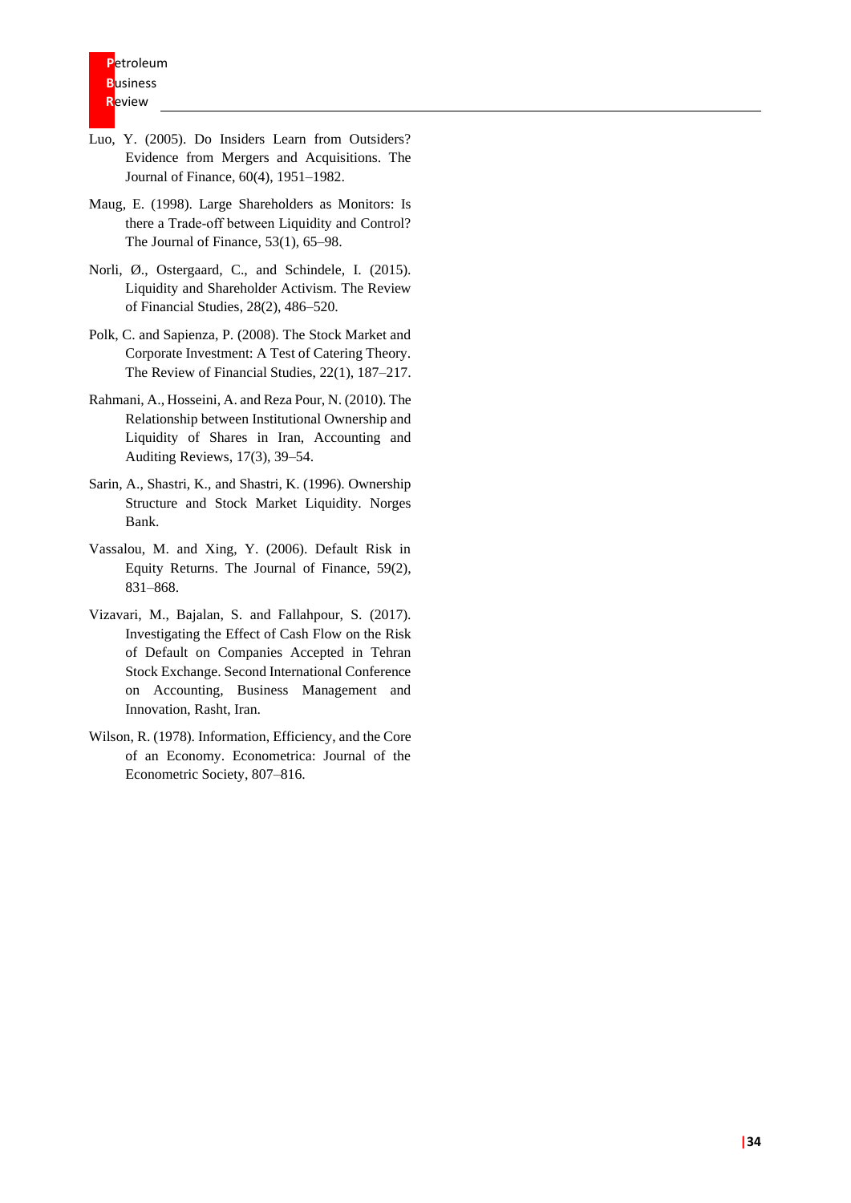Luo, Y. (2005). Do Insiders Learn from Outsiders? Evidence from Mergers and Acquisitions. The Journal of Finance, 60(4), 1951–1982.

Maug, E. (1998). Large Shareholders as Monitors: Is there a Trade-off between Liquidity and Control? The Journal of Finance, 53(1), 65–98.

Norli, Ø., Ostergaard, C., and Schindele, I. (2015). Liquidity and Shareholder Activism. The Review of Financial Studies, 28(2), 486–520.

Polk, C. and Sapienza, P. (2008). The Stock Market and Corporate Investment: A Test of Catering Theory. The Review of Financial Studies, 22(1), 187–217.

Rahmani, A., Hosseini, A. and Reza Pour, N. (2010). The Relationship between Institutional Ownership and Liquidity of Shares in Iran, Accounting and Auditing Reviews, 17(3), 39–54.

Sarin, A., Shastri, K., and Shastri, K. (1996). Ownership Structure and Stock Market Liquidity. Norges Bank.

Vassalou, M. and Xing, Y. (2006). Default Risk in Equity Returns. The Journal of Finance, 59(2), 831–868.

Vizavari, M., Bajalan, S. and Fallahpour, S. (2017). Investigating the Effect of Cash Flow on the Risk of Default on Companies Accepted in Tehran Stock Exchange. Second International Conference on Accounting, Business Management and Innovation, Rasht, Iran.

Wilson, R. (1978). Information, Efficiency, and the Core of an Economy. Econometrica: Journal of the Econometric Society, 807–816.